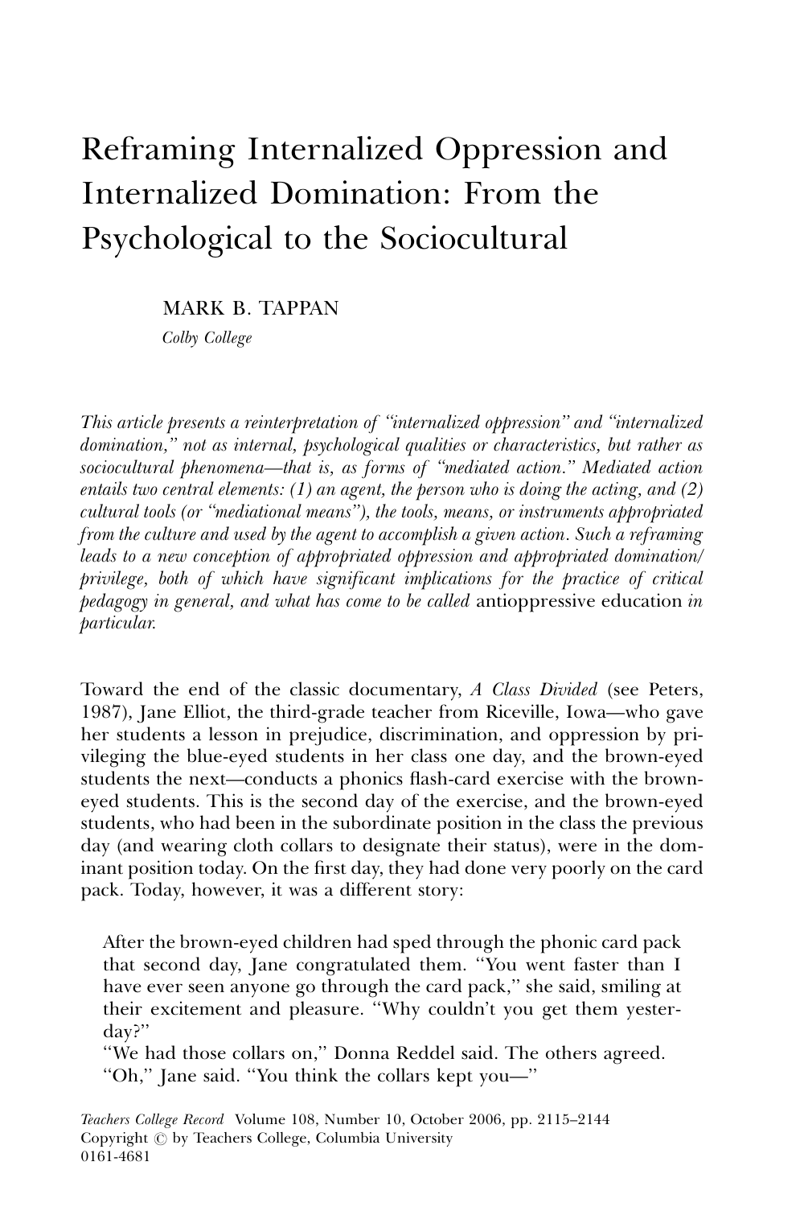# Reframing Internalized Oppression and Internalized Domination: From the Psychological to the Sociocultural

MARK B. TAPPAN

*Colby College*

*This article presents a reinterpretation of "internalized oppression" and "internalized domination," not as internal, psychological qualities or characteristics, but rather as sociocultural phenomena—that is, as forms of "mediated action." Mediated action entails two central elements: (1) an agent, the person who is doing the acting, and (2) cultural tools (or "mediational means"), the tools, means, or instruments appropriated from the culture and used by the agent to accomplish a given action. Such a reframing leads to a new conception of appropriated oppression and appropriated domination/privilege, both of which have significant implications for the practice of critical pedagogy in general, and what has come to be called* antioppressive education *in particular.*

Toward the end of the classic documentary, *A Class Divided* (see Peters, 1987), Jane Elliot, the third-grade teacher from Riceville, Iowa—who gave her students a lesson in prejudice, discrimination, and oppression by privileging the blue-eyed students in her class one day, and the brown-eyed students the next—conducts a phonics flash-card exercise with the brown-eyed students. This is the second day of the exercise, and the brown-eyed students, who had been in the subordinate position in the class the previous day (and wearing cloth collars to designate their status), were in the dominant position today. On the first day, they had done very poorly on the card pack. Today, however, it was a different story:

> After the brown-eyed children had sped through the phonic card pack that second day, Jane congratulated them. "You went faster than I have ever seen anyone go through the card pack," she said, smiling at their excitement and pleasure. "Why couldn't you get them yesterday?"
> "We had those collars on," Donna Reddel said. The others agreed.
> "Oh," Jane said. "You think the collars kept you—"

*Teachers College Record* Volume 108, Number 10, October 2006, pp. 2115–2144
Copyright © by Teachers College, Columbia University
0161-4681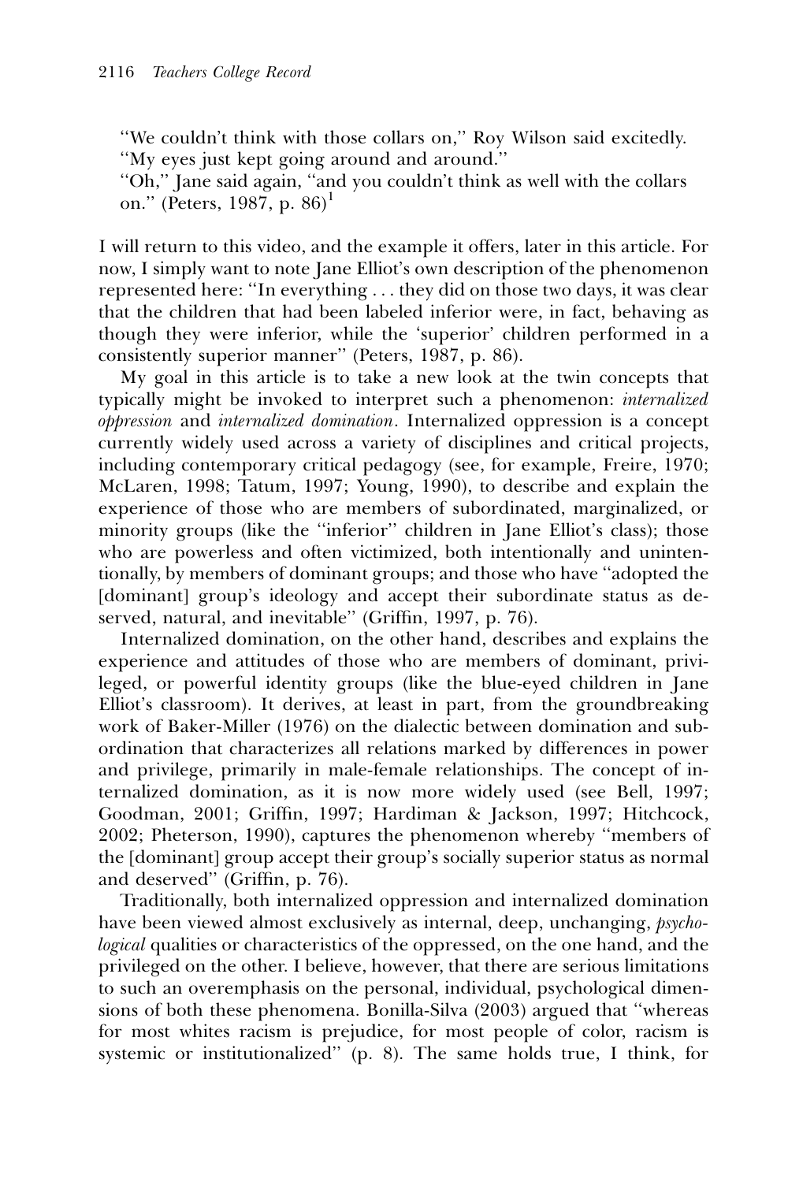> "We couldn't think with those collars on," Roy Wilson said excitedly. "My eyes just kept going around and around."
>
> "Oh," Jane said again, "and you couldn't think as well with the collars on." (Peters, 1987, p. 86)[1]

I will return to this video, and the example it offers, later in this article. For now, I simply want to note Jane Elliot's own description of the phenomenon represented here: "In everything . . . they did on those two days, it was clear that the children that had been labeled inferior were, in fact, behaving as though they were inferior, while the 'superior' children performed in a consistently superior manner" (Peters, 1987, p. 86).

My goal in this article is to take a new look at the twin concepts that typically might be invoked to interpret such a phenomenon: *internalized oppression* and *internalized domination*. Internalized oppression is a concept currently widely used across a variety of disciplines and critical projects, including contemporary critical pedagogy (see, for example, Freire, 1970; McLaren, 1998; Tatum, 1997; Young, 1990), to describe and explain the experience of those who are members of subordinated, marginalized, or minority groups (like the "inferior" children in Jane Elliot's class); those who are powerless and often victimized, both intentionally and unintentionally, by members of dominant groups; and those who have "adopted the [dominant] group's ideology and accept their subordinate status as deserved, natural, and inevitable" (Griffin, 1997, p. 76).

Internalized domination, on the other hand, describes and explains the experience and attitudes of those who are members of dominant, privileged, or powerful identity groups (like the blue-eyed children in Jane Elliot's classroom). It derives, at least in part, from the groundbreaking work of Baker-Miller (1976) on the dialectic between domination and subordination that characterizes all relations marked by differences in power and privilege, primarily in male-female relationships. The concept of internalized domination, as it is now more widely used (see Bell, 1997; Goodman, 2001; Griffin, 1997; Hardiman & Jackson, 1997; Hitchcock, 2002; Pheterson, 1990), captures the phenomenon whereby "members of the [dominant] group accept their group's socially superior status as normal and deserved" (Griffin, p. 76).

Traditionally, both internalized oppression and internalized domination have been viewed almost exclusively as internal, deep, unchanging, *psychological* qualities or characteristics of the oppressed, on the one hand, and the privileged on the other. I believe, however, that there are serious limitations to such an overemphasis on the personal, individual, psychological dimensions of both these phenomena. Bonilla-Silva (2003) argued that "whereas for most whites racism is prejudice, for most people of color, racism is systemic or institutionalized" (p. 8). The same holds true, I think, for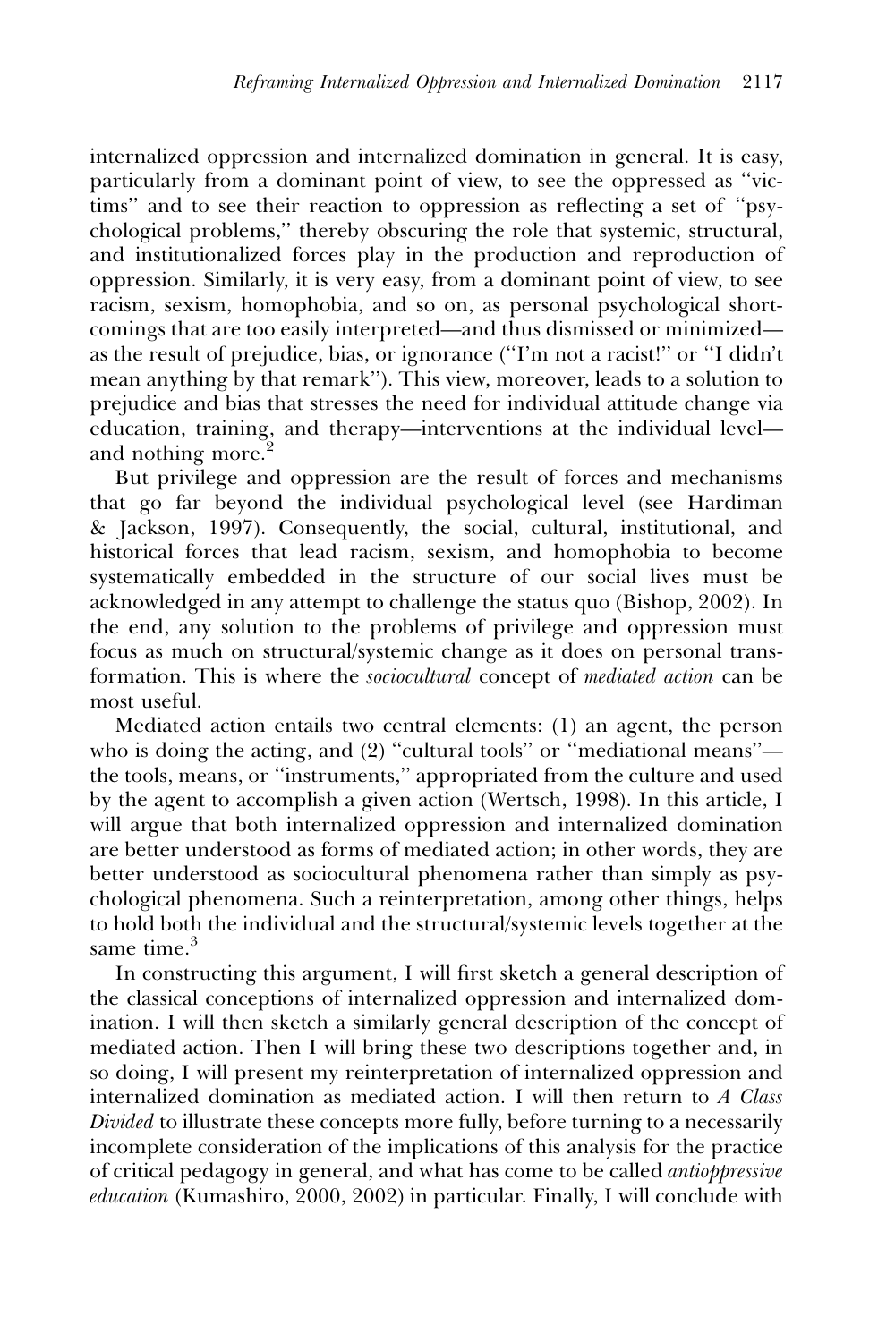internalized oppression and internalized domination in general. It is easy, particularly from a dominant point of view, to see the oppressed as "victims" and to see their reaction to oppression as reflecting a set of "psychological problems," thereby obscuring the role that systemic, structural, and institutionalized forces play in the production and reproduction of oppression. Similarly, it is very easy, from a dominant point of view, to see racism, sexism, homophobia, and so on, as personal psychological shortcomings that are too easily interpreted—and thus dismissed or minimized—as the result of prejudice, bias, or ignorance ("I'm not a racist!" or "I didn't mean anything by that remark"). This view, moreover, leads to a solution to prejudice and bias that stresses the need for individual attitude change via education, training, and therapy—interventions at the individual level—and nothing more.[2]

But privilege and oppression are the result of forces and mechanisms that go far beyond the individual psychological level (see Hardiman & Jackson, 1997). Consequently, the social, cultural, institutional, and historical forces that lead racism, sexism, and homophobia to become systematically embedded in the structure of our social lives must be acknowledged in any attempt to challenge the status quo (Bishop, 2002). In the end, any solution to the problems of privilege and oppression must focus as much on structural/systemic change as it does on personal transformation. This is where the *sociocultural* concept of *mediated action* can be most useful.

Mediated action entails two central elements: (1) an agent, the person who is doing the acting, and (2) "cultural tools" or "mediational means"—the tools, means, or "instruments," appropriated from the culture and used by the agent to accomplish a given action (Wertsch, 1998). In this article, I will argue that both internalized oppression and internalized domination are better understood as forms of mediated action; in other words, they are better understood as sociocultural phenomena rather than simply as psychological phenomena. Such a reinterpretation, among other things, helps to hold both the individual and the structural/systemic levels together at the same time.[3]

In constructing this argument, I will first sketch a general description of the classical conceptions of internalized oppression and internalized domination. I will then sketch a similarly general description of the concept of mediated action. Then I will bring these two descriptions together and, in so doing, I will present my reinterpretation of internalized oppression and internalized domination as mediated action. I will then return to *A Class Divided* to illustrate these concepts more fully, before turning to a necessarily incomplete consideration of the implications of this analysis for the practice of critical pedagogy in general, and what has come to be called *antioppressive education* (Kumashiro, 2000, 2002) in particular. Finally, I will conclude with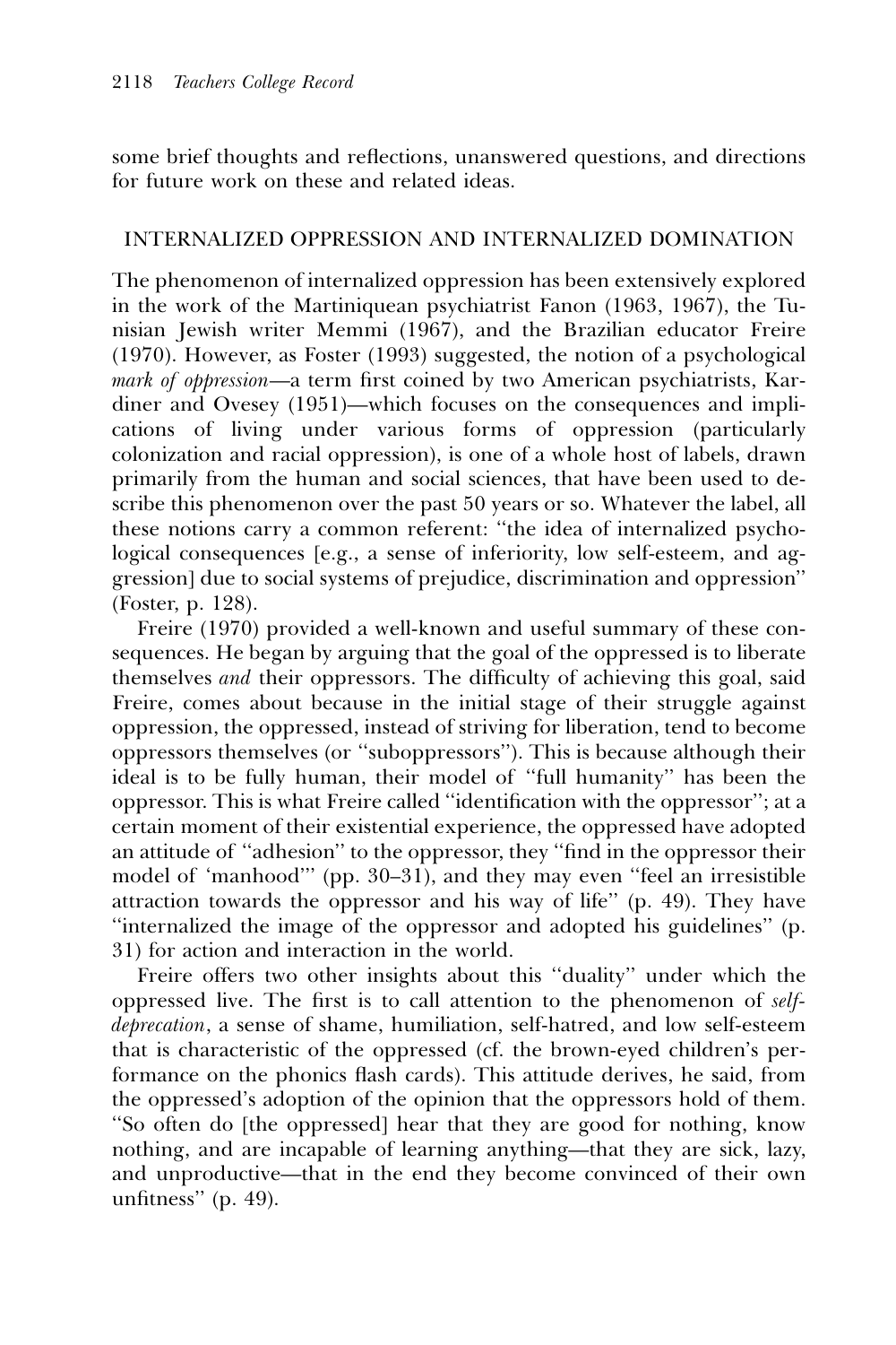some brief thoughts and reflections, unanswered questions, and directions for future work on these and related ideas.

## INTERNALIZED OPPRESSION AND INTERNALIZED DOMINATION

The phenomenon of internalized oppression has been extensively explored in the work of the Martiniquean psychiatrist Fanon (1963, 1967), the Tunisian Jewish writer Memmi (1967), and the Brazilian educator Freire (1970). However, as Foster (1993) suggested, the notion of a psychological *mark of oppression*—a term first coined by two American psychiatrists, Kardiner and Ovesey (1951)—which focuses on the consequences and implications of living under various forms of oppression (particularly colonization and racial oppression), is one of a whole host of labels, drawn primarily from the human and social sciences, that have been used to describe this phenomenon over the past 50 years or so. Whatever the label, all these notions carry a common referent: ''the idea of internalized psychological consequences [e.g., a sense of inferiority, low self-esteem, and aggression] due to social systems of prejudice, discrimination and oppression'' (Foster, p. 128).

Freire (1970) provided a well-known and useful summary of these consequences. He began by arguing that the goal of the oppressed is to liberate themselves *and* their oppressors. The difficulty of achieving this goal, said Freire, comes about because in the initial stage of their struggle against oppression, the oppressed, instead of striving for liberation, tend to become oppressors themselves (or ''suboppressors''). This is because although their ideal is to be fully human, their model of ''full humanity'' has been the oppressor. This is what Freire called ''identification with the oppressor''; at a certain moment of their existential experience, the oppressed have adopted an attitude of ''adhesion'' to the oppressor, they ''find in the oppressor their model of 'manhood''' (pp. 30–31), and they may even ''feel an irresistible attraction towards the oppressor and his way of life'' (p. 49). They have ''internalized the image of the oppressor and adopted his guidelines'' (p. 31) for action and interaction in the world.

Freire offers two other insights about this ''duality'' under which the oppressed live. The first is to call attention to the phenomenon of *self-deprecation*, a sense of shame, humiliation, self-hatred, and low self-esteem that is characteristic of the oppressed (cf. the brown-eyed children's performance on the phonics flash cards). This attitude derives, he said, from the oppressed's adoption of the opinion that the oppressors hold of them. ''So often do [the oppressed] hear that they are good for nothing, know nothing, and are incapable of learning anything—that they are sick, lazy, and unproductive—that in the end they become convinced of their own unfitness'' (p. 49).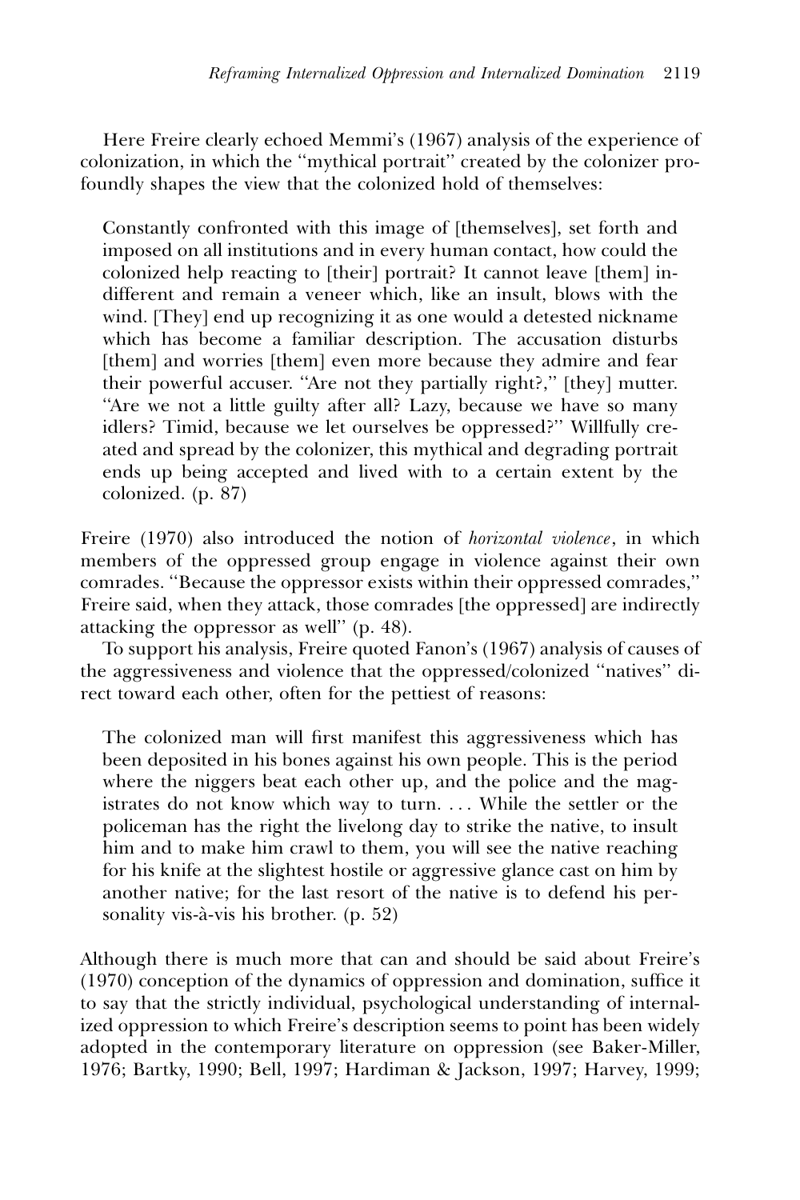Here Freire clearly echoed Memmi's (1967) analysis of the experience of colonization, in which the "mythical portrait" created by the colonizer profoundly shapes the view that the colonized hold of themselves:

> Constantly confronted with this image of [themselves], set forth and imposed on all institutions and in every human contact, how could the colonized help reacting to [their] portrait? It cannot leave [them] indifferent and remain a veneer which, like an insult, blows with the wind. [They] end up recognizing it as one would a detested nickname which has become a familiar description. The accusation disturbs [them] and worries [them] even more because they admire and fear their powerful accuser. "Are not they partially right?," [they] mutter. "Are we not a little guilty after all? Lazy, because we have so many idlers? Timid, because we let ourselves be oppressed?" Willfully created and spread by the colonizer, this mythical and degrading portrait ends up being accepted and lived with to a certain extent by the colonized. (p. 87)

Freire (1970) also introduced the notion of *horizontal violence*, in which members of the oppressed group engage in violence against their own comrades. "Because the oppressor exists within their oppressed comrades," Freire said, when they attack, those comrades [the oppressed] are indirectly attacking the oppressor as well" (p. 48).

To support his analysis, Freire quoted Fanon's (1967) analysis of causes of the aggressiveness and violence that the oppressed/colonized "natives" direct toward each other, often for the pettiest of reasons:

> The colonized man will first manifest this aggressiveness which has been deposited in his bones against his own people. This is the period where the niggers beat each other up, and the police and the magistrates do not know which way to turn. . . . While the settler or the policeman has the right the livelong day to strike the native, to insult him and to make him crawl to them, you will see the native reaching for his knife at the slightest hostile or aggressive glance cast on him by another native; for the last resort of the native is to defend his personality vis-à-vis his brother. (p. 52)

Although there is much more that can and should be said about Freire's (1970) conception of the dynamics of oppression and domination, suffice it to say that the strictly individual, psychological understanding of internalized oppression to which Freire's description seems to point has been widely adopted in the contemporary literature on oppression (see Baker-Miller, 1976; Bartky, 1990; Bell, 1997; Hardiman & Jackson, 1997; Harvey, 1999;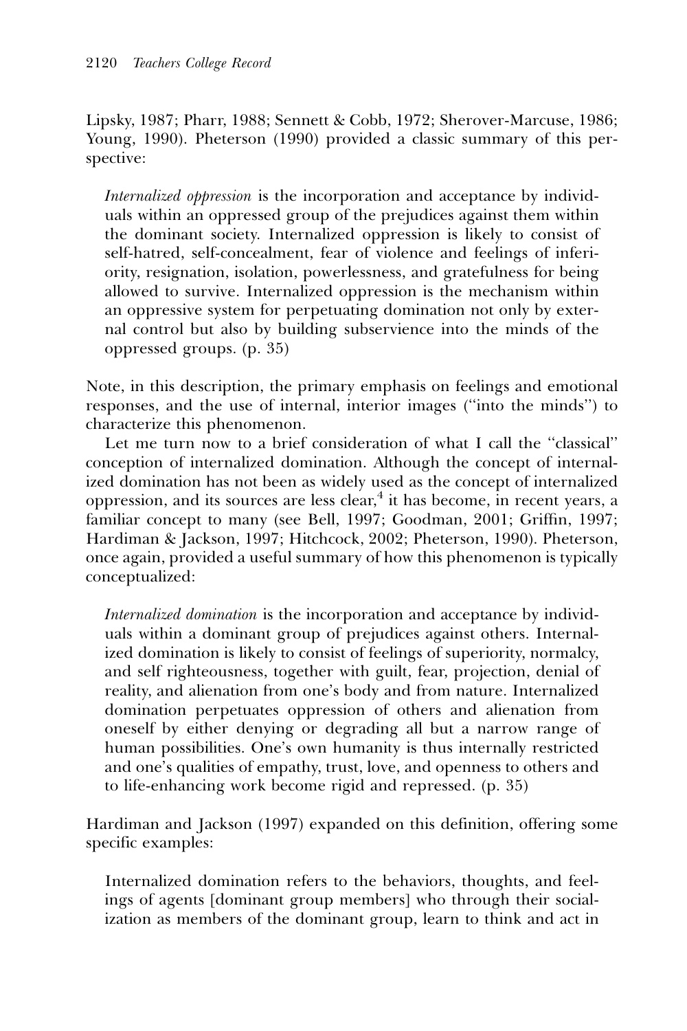Lipsky, 1987; Pharr, 1988; Sennett & Cobb, 1972; Sherover-Marcuse, 1986; Young, 1990). Pheterson (1990) provided a classic summary of this perspective:

> *Internalized oppression* is the incorporation and acceptance by individuals within an oppressed group of the prejudices against them within the dominant society. Internalized oppression is likely to consist of self-hatred, self-concealment, fear of violence and feelings of inferiority, resignation, isolation, powerlessness, and gratefulness for being allowed to survive. Internalized oppression is the mechanism within an oppressive system for perpetuating domination not only by external control but also by building subservience into the minds of the oppressed groups. (p. 35)

Note, in this description, the primary emphasis on feelings and emotional responses, and the use of internal, interior images (''into the minds'') to characterize this phenomenon.

Let me turn now to a brief consideration of what I call the ''classical'' conception of internalized domination. Although the concept of internalized domination has not been as widely used as the concept of internalized oppression, and its sources are less clear,[4] it has become, in recent years, a familiar concept to many (see Bell, 1997; Goodman, 2001; Griffin, 1997; Hardiman & Jackson, 1997; Hitchcock, 2002; Pheterson, 1990). Pheterson, once again, provided a useful summary of how this phenomenon is typically conceptualized:

> *Internalized domination* is the incorporation and acceptance by individuals within a dominant group of prejudices against others. Internalized domination is likely to consist of feelings of superiority, normalcy, and self righteousness, together with guilt, fear, projection, denial of reality, and alienation from one's body and from nature. Internalized domination perpetuates oppression of others and alienation from oneself by either denying or degrading all but a narrow range of human possibilities. One's own humanity is thus internally restricted and one's qualities of empathy, trust, love, and openness to others and to life-enhancing work become rigid and repressed. (p. 35)

Hardiman and Jackson (1997) expanded on this definition, offering some specific examples:

> Internalized domination refers to the behaviors, thoughts, and feelings of agents [dominant group members] who through their socialization as members of the dominant group, learn to think and act in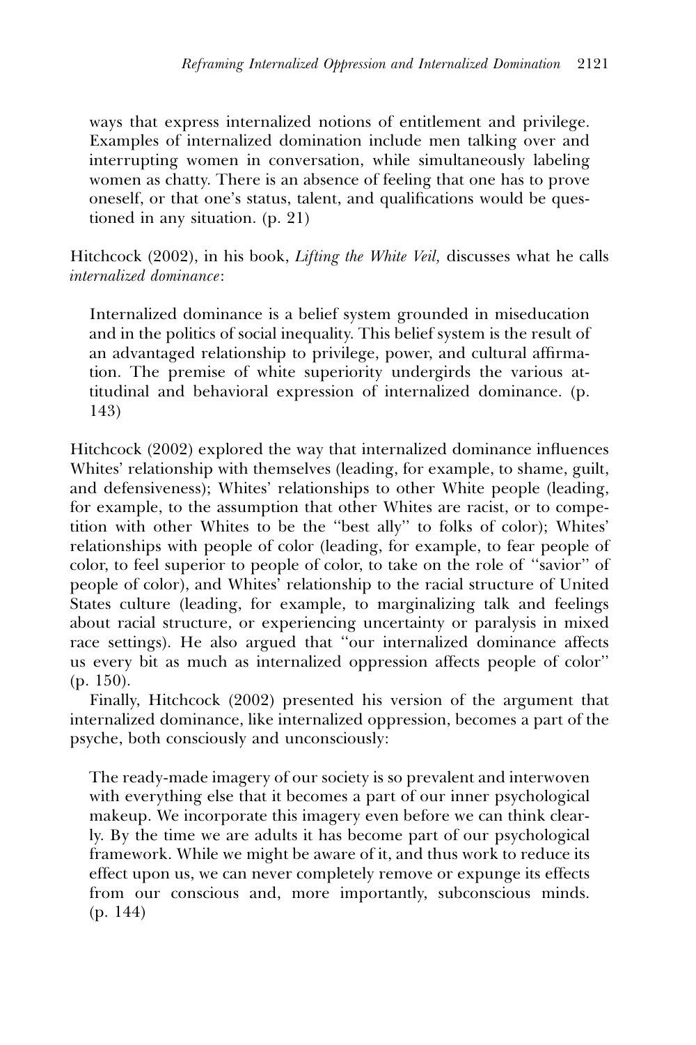> ways that express internalized notions of entitlement and privilege. Examples of internalized domination include men talking over and interrupting women in conversation, while simultaneously labeling women as chatty. There is an absence of feeling that one has to prove oneself, or that one's status, talent, and qualifications would be questioned in any situation. (p. 21)

Hitchcock (2002), in his book, *Lifting the White Veil,* discusses what he calls *internalized dominance*:

> Internalized dominance is a belief system grounded in miseducation and in the politics of social inequality. This belief system is the result of an advantaged relationship to privilege, power, and cultural affirmation. The premise of white superiority undergirds the various attitudinal and behavioral expression of internalized dominance. (p. 143)

Hitchcock (2002) explored the way that internalized dominance influences Whites' relationship with themselves (leading, for example, to shame, guilt, and defensiveness); Whites' relationships to other White people (leading, for example, to the assumption that other Whites are racist, or to competition with other Whites to be the ''best ally'' to folks of color); Whites' relationships with people of color (leading, for example, to fear people of color, to feel superior to people of color, to take on the role of ''savior'' of people of color), and Whites' relationship to the racial structure of United States culture (leading, for example, to marginalizing talk and feelings about racial structure, or experiencing uncertainty or paralysis in mixed race settings). He also argued that ''our internalized dominance affects us every bit as much as internalized oppression affects people of color'' (p. 150).

Finally, Hitchcock (2002) presented his version of the argument that internalized dominance, like internalized oppression, becomes a part of the psyche, both consciously and unconsciously:

> The ready-made imagery of our society is so prevalent and interwoven with everything else that it becomes a part of our inner psychological makeup. We incorporate this imagery even before we can think clearly. By the time we are adults it has become part of our psychological framework. While we might be aware of it, and thus work to reduce its effect upon us, we can never completely remove or expunge its effects from our conscious and, more importantly, subconscious minds. (p. 144)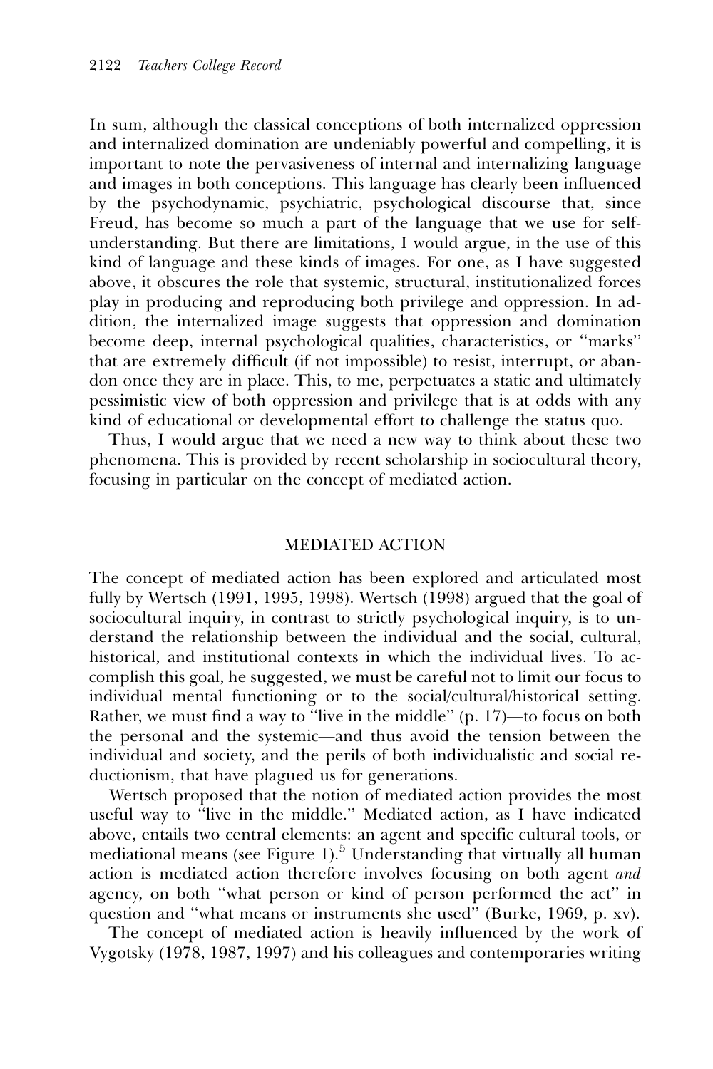In sum, although the classical conceptions of both internalized oppression and internalized domination are undeniably powerful and compelling, it is important to note the pervasiveness of internal and internalizing language and images in both conceptions. This language has clearly been influenced by the psychodynamic, psychiatric, psychological discourse that, since Freud, has become so much a part of the language that we use for self-understanding. But there are limitations, I would argue, in the use of this kind of language and these kinds of images. For one, as I have suggested above, it obscures the role that systemic, structural, institutionalized forces play in producing and reproducing both privilege and oppression. In addition, the internalized image suggests that oppression and domination become deep, internal psychological qualities, characteristics, or "marks" that are extremely difficult (if not impossible) to resist, interrupt, or abandon once they are in place. This, to me, perpetuates a static and ultimately pessimistic view of both oppression and privilege that is at odds with any kind of educational or developmental effort to challenge the status quo.

Thus, I would argue that we need a new way to think about these two phenomena. This is provided by recent scholarship in sociocultural theory, focusing in particular on the concept of mediated action.

## MEDIATED ACTION

The concept of mediated action has been explored and articulated most fully by Wertsch (1991, 1995, 1998). Wertsch (1998) argued that the goal of sociocultural inquiry, in contrast to strictly psychological inquiry, is to understand the relationship between the individual and the social, cultural, historical, and institutional contexts in which the individual lives. To accomplish this goal, he suggested, we must be careful not to limit our focus to individual mental functioning or to the social/cultural/historical setting. Rather, we must find a way to "live in the middle" (p. 17)—to focus on both the personal and the systemic—and thus avoid the tension between the individual and society, and the perils of both individualistic and social reductionism, that have plagued us for generations.

Wertsch proposed that the notion of mediated action provides the most useful way to "live in the middle." Mediated action, as I have indicated above, entails two central elements: an agent and specific cultural tools, or mediational means (see Figure 1).[5] Understanding that virtually all human action is mediated action therefore involves focusing on both agent *and* agency, on both "what person or kind of person performed the act" in question and "what means or instruments she used" (Burke, 1969, p. xv).

The concept of mediated action is heavily influenced by the work of Vygotsky (1978, 1987, 1997) and his colleagues and contemporaries writing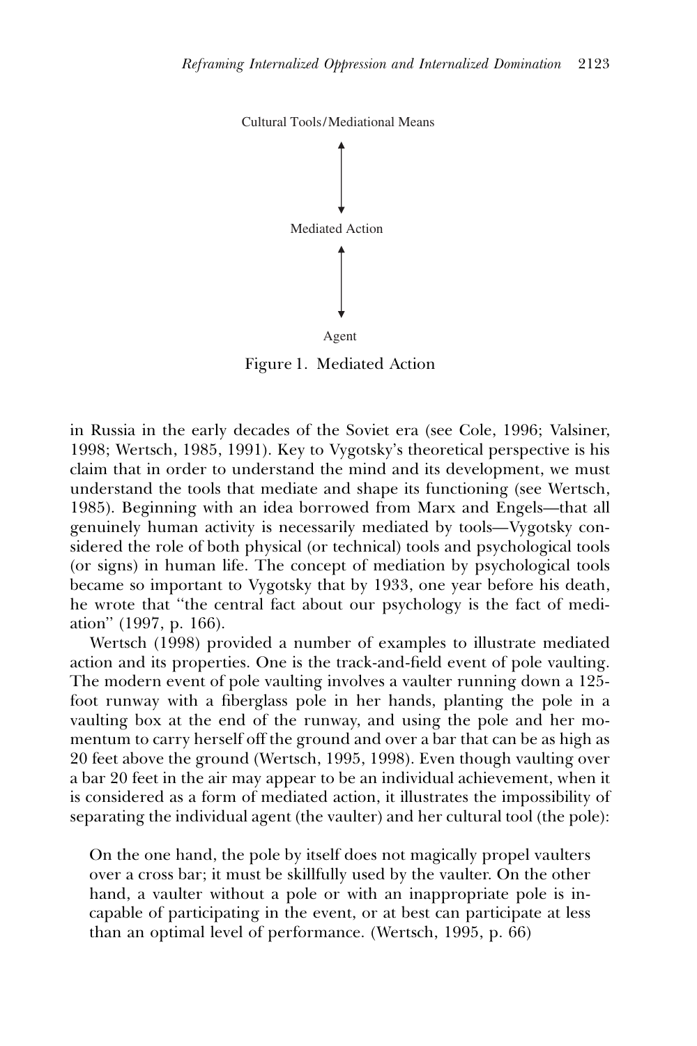Cultural Tools/Mediational Means

Mediated Action

Agent

Figure 1. Mediated Action

in Russia in the early decades of the Soviet era (see Cole, 1996; Valsiner, 1998; Wertsch, 1985, 1991). Key to Vygotsky's theoretical perspective is his claim that in order to understand the mind and its development, we must understand the tools that mediate and shape its functioning (see Wertsch, 1985). Beginning with an idea borrowed from Marx and Engels—that all genuinely human activity is necessarily mediated by tools—Vygotsky considered the role of both physical (or technical) tools and psychological tools (or signs) in human life. The concept of mediation by psychological tools became so important to Vygotsky that by 1933, one year before his death, he wrote that "the central fact about our psychology is the fact of mediation" (1997, p. 166).

Wertsch (1998) provided a number of examples to illustrate mediated action and its properties. One is the track-and-field event of pole vaulting. The modern event of pole vaulting involves a vaulter running down a 125-foot runway with a fiberglass pole in her hands, planting the pole in a vaulting box at the end of the runway, and using the pole and her momentum to carry herself off the ground and over a bar that can be as high as 20 feet above the ground (Wertsch, 1995, 1998). Even though vaulting over a bar 20 feet in the air may appear to be an individual achievement, when it is considered as a form of mediated action, it illustrates the impossibility of separating the individual agent (the vaulter) and her cultural tool (the pole):

> On the one hand, the pole by itself does not magically propel vaulters over a cross bar; it must be skillfully used by the vaulter. On the other hand, a vaulter without a pole or with an inappropriate pole is incapable of participating in the event, or at best can participate at less than an optimal level of performance. (Wertsch, 1995, p. 66)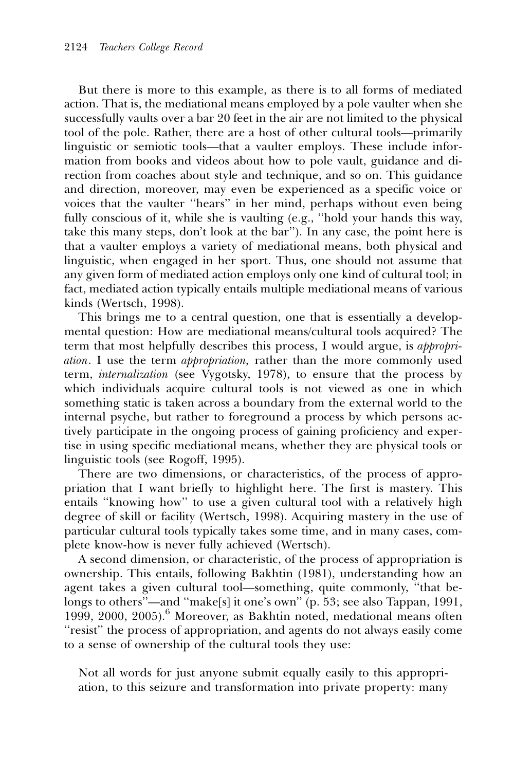But there is more to this example, as there is to all forms of mediated action. That is, the mediational means employed by a pole vaulter when she successfully vaults over a bar 20 feet in the air are not limited to the physical tool of the pole. Rather, there are a host of other cultural tools—primarily linguistic or semiotic tools—that a vaulter employs. These include information from books and videos about how to pole vault, guidance and direction from coaches about style and technique, and so on. This guidance and direction, moreover, may even be experienced as a specific voice or voices that the vaulter "hears" in her mind, perhaps without even being fully conscious of it, while she is vaulting (e.g., "hold your hands this way, take this many steps, don't look at the bar"). In any case, the point here is that a vaulter employs a variety of mediational means, both physical and linguistic, when engaged in her sport. Thus, one should not assume that any given form of mediated action employs only one kind of cultural tool; in fact, mediated action typically entails multiple mediational means of various kinds (Wertsch, 1998).

This brings me to a central question, one that is essentially a developmental question: How are mediational means/cultural tools acquired? The term that most helpfully describes this process, I would argue, is *appropriation*. I use the term *appropriation,* rather than the more commonly used term, *internalization* (see Vygotsky, 1978), to ensure that the process by which individuals acquire cultural tools is not viewed as one in which something static is taken across a boundary from the external world to the internal psyche, but rather to foreground a process by which persons actively participate in the ongoing process of gaining proficiency and expertise in using specific mediational means, whether they are physical tools or linguistic tools (see Rogoff, 1995).

There are two dimensions, or characteristics, of the process of appropriation that I want briefly to highlight here. The first is mastery. This entails "knowing how" to use a given cultural tool with a relatively high degree of skill or facility (Wertsch, 1998). Acquiring mastery in the use of particular cultural tools typically takes some time, and in many cases, complete know-how is never fully achieved (Wertsch).

A second dimension, or characteristic, of the process of appropriation is ownership. This entails, following Bakhtin (1981), understanding how an agent takes a given cultural tool—something, quite commonly, "that belongs to others"—and "make[s] it one's own" (p. 53; see also Tappan, 1991, 1999, 2000, 2005).[6] Moreover, as Bakhtin noted, medational means often "resist" the process of appropriation, and agents do not always easily come to a sense of ownership of the cultural tools they use:

> Not all words for just anyone submit equally easily to this appropriation, to this seizure and transformation into private property: many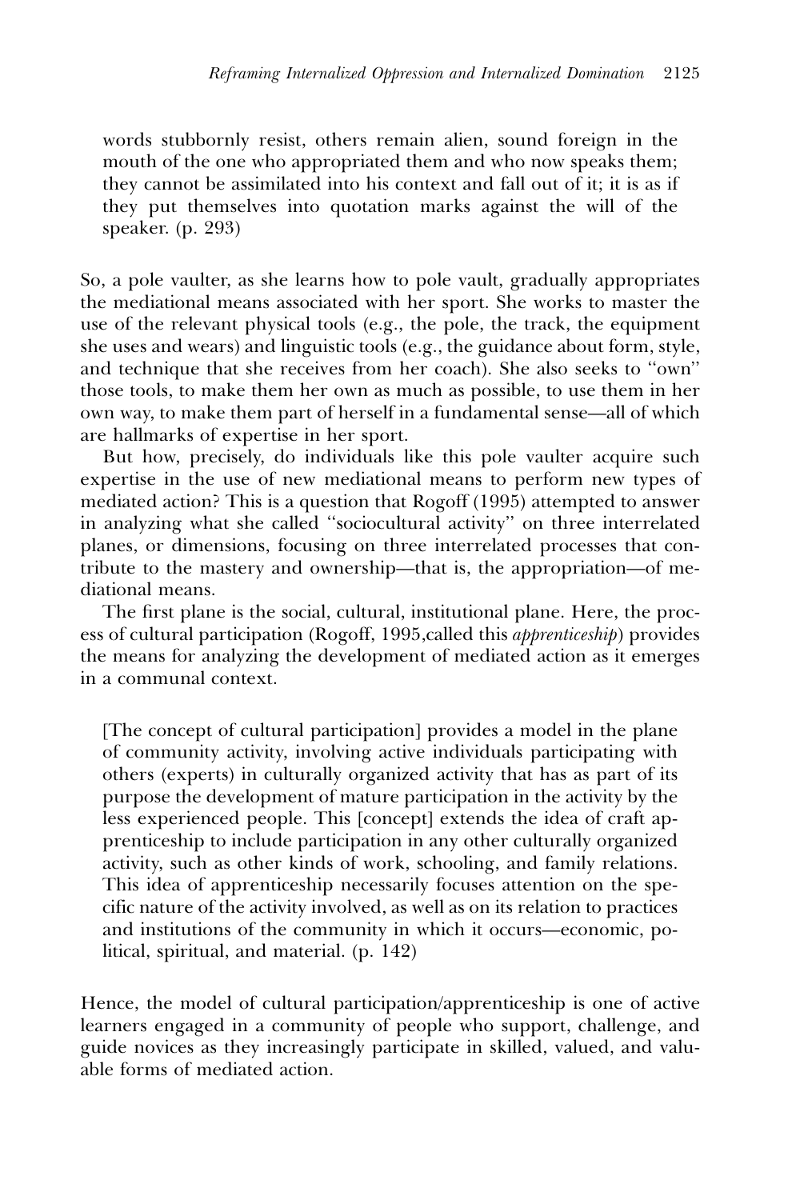> words stubbornly resist, others remain alien, sound foreign in the mouth of the one who appropriated them and who now speaks them; they cannot be assimilated into his context and fall out of it; it is as if they put themselves into quotation marks against the will of the speaker. (p. 293)

So, a pole vaulter, as she learns how to pole vault, gradually appropriates the mediational means associated with her sport. She works to master the use of the relevant physical tools (e.g., the pole, the track, the equipment she uses and wears) and linguistic tools (e.g., the guidance about form, style, and technique that she receives from her coach). She also seeks to ''own'' those tools, to make them her own as much as possible, to use them in her own way, to make them part of herself in a fundamental sense—all of which are hallmarks of expertise in her sport.

But how, precisely, do individuals like this pole vaulter acquire such expertise in the use of new mediational means to perform new types of mediated action? This is a question that Rogoff (1995) attempted to answer in analyzing what she called ''sociocultural activity'' on three interrelated planes, or dimensions, focusing on three interrelated processes that contribute to the mastery and ownership—that is, the appropriation—of mediational means.

The first plane is the social, cultural, institutional plane. Here, the process of cultural participation (Rogoff, 1995,called this *apprenticeship*) provides the means for analyzing the development of mediated action as it emerges in a communal context.

> [The concept of cultural participation] provides a model in the plane of community activity, involving active individuals participating with others (experts) in culturally organized activity that has as part of its purpose the development of mature participation in the activity by the less experienced people. This [concept] extends the idea of craft apprenticeship to include participation in any other culturally organized activity, such as other kinds of work, schooling, and family relations. This idea of apprenticeship necessarily focuses attention on the specific nature of the activity involved, as well as on its relation to practices and institutions of the community in which it occurs—economic, political, spiritual, and material. (p. 142)

Hence, the model of cultural participation/apprenticeship is one of active learners engaged in a community of people who support, challenge, and guide novices as they increasingly participate in skilled, valued, and valuable forms of mediated action.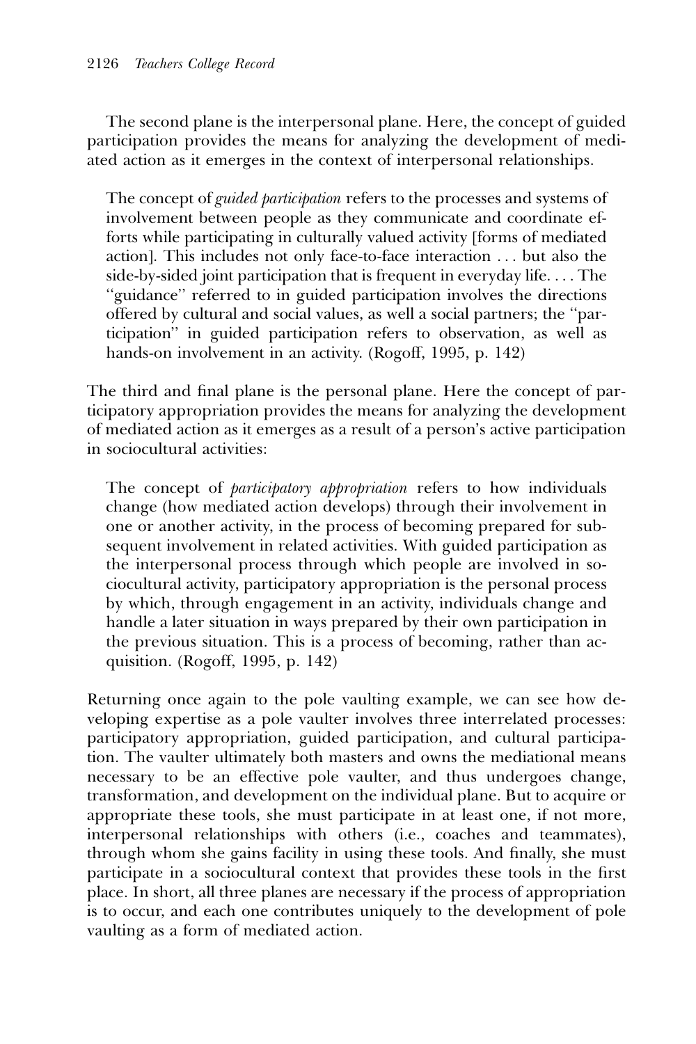The second plane is the interpersonal plane. Here, the concept of guided participation provides the means for analyzing the development of mediated action as it emerges in the context of interpersonal relationships.

> The concept of *guided participation* refers to the processes and systems of involvement between people as they communicate and coordinate efforts while participating in culturally valued activity [forms of mediated action]. This includes not only face-to-face interaction . . . but also the side-by-sided joint participation that is frequent in everyday life. . . . The "guidance" referred to in guided participation involves the directions offered by cultural and social values, as well a social partners; the "participation" in guided participation refers to observation, as well as hands-on involvement in an activity. (Rogoff, 1995, p. 142)

The third and final plane is the personal plane. Here the concept of participatory appropriation provides the means for analyzing the development of mediated action as it emerges as a result of a person's active participation in sociocultural activities:

> The concept of *participatory appropriation* refers to how individuals change (how mediated action develops) through their involvement in one or another activity, in the process of becoming prepared for subsequent involvement in related activities. With guided participation as the interpersonal process through which people are involved in sociocultural activity, participatory appropriation is the personal process by which, through engagement in an activity, individuals change and handle a later situation in ways prepared by their own participation in the previous situation. This is a process of becoming, rather than acquisition. (Rogoff, 1995, p. 142)

Returning once again to the pole vaulting example, we can see how developing expertise as a pole vaulter involves three interrelated processes: participatory appropriation, guided participation, and cultural participation. The vaulter ultimately both masters and owns the mediational means necessary to be an effective pole vaulter, and thus undergoes change, transformation, and development on the individual plane. But to acquire or appropriate these tools, she must participate in at least one, if not more, interpersonal relationships with others (i.e., coaches and teammates), through whom she gains facility in using these tools. And finally, she must participate in a sociocultural context that provides these tools in the first place. In short, all three planes are necessary if the process of appropriation is to occur, and each one contributes uniquely to the development of pole vaulting as a form of mediated action.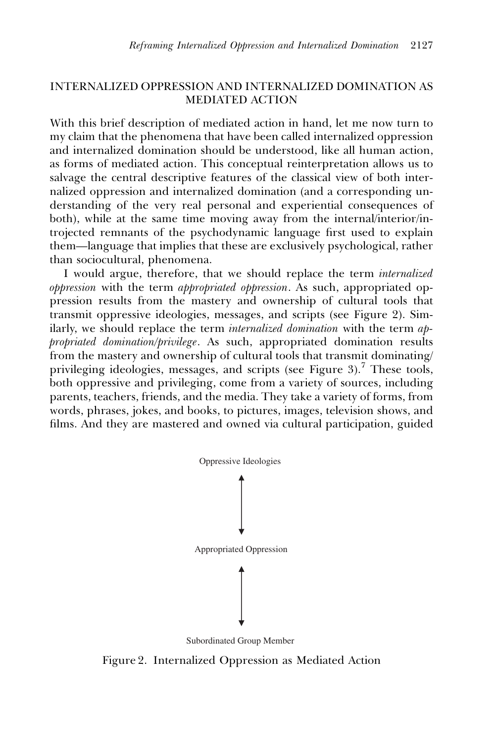## INTERNALIZED OPPRESSION AND INTERNALIZED DOMINATION AS MEDIATED ACTION

With this brief description of mediated action in hand, let me now turn to my claim that the phenomena that have been called internalized oppression and internalized domination should be understood, like all human action, as forms of mediated action. This conceptual reinterpretation allows us to salvage the central descriptive features of the classical view of both internalized oppression and internalized domination (and a corresponding understanding of the very real personal and experiential consequences of both), while at the same time moving away from the internal/interior/introjected remnants of the psychodynamic language first used to explain them—language that implies that these are exclusively psychological, rather than sociocultural, phenomena.

I would argue, therefore, that we should replace the term *internalized oppression* with the term *appropriated oppression*. As such, appropriated oppression results from the mastery and ownership of cultural tools that transmit oppressive ideologies, messages, and scripts (see Figure 2). Similarly, we should replace the term *internalized domination* with the term *appropriated domination/privilege*. As such, appropriated domination results from the mastery and ownership of cultural tools that transmit dominating/privileging ideologies, messages, and scripts (see Figure 3).[7] These tools, both oppressive and privileging, come from a variety of sources, including parents, teachers, friends, and the media. They take a variety of forms, from words, phrases, jokes, and books, to pictures, images, television shows, and films. And they are mastered and owned via cultural participation, guided

Oppressive Ideologies

Appropriated Oppression

Subordinated Group Member

Figure 2. Internalized Oppression as Mediated Action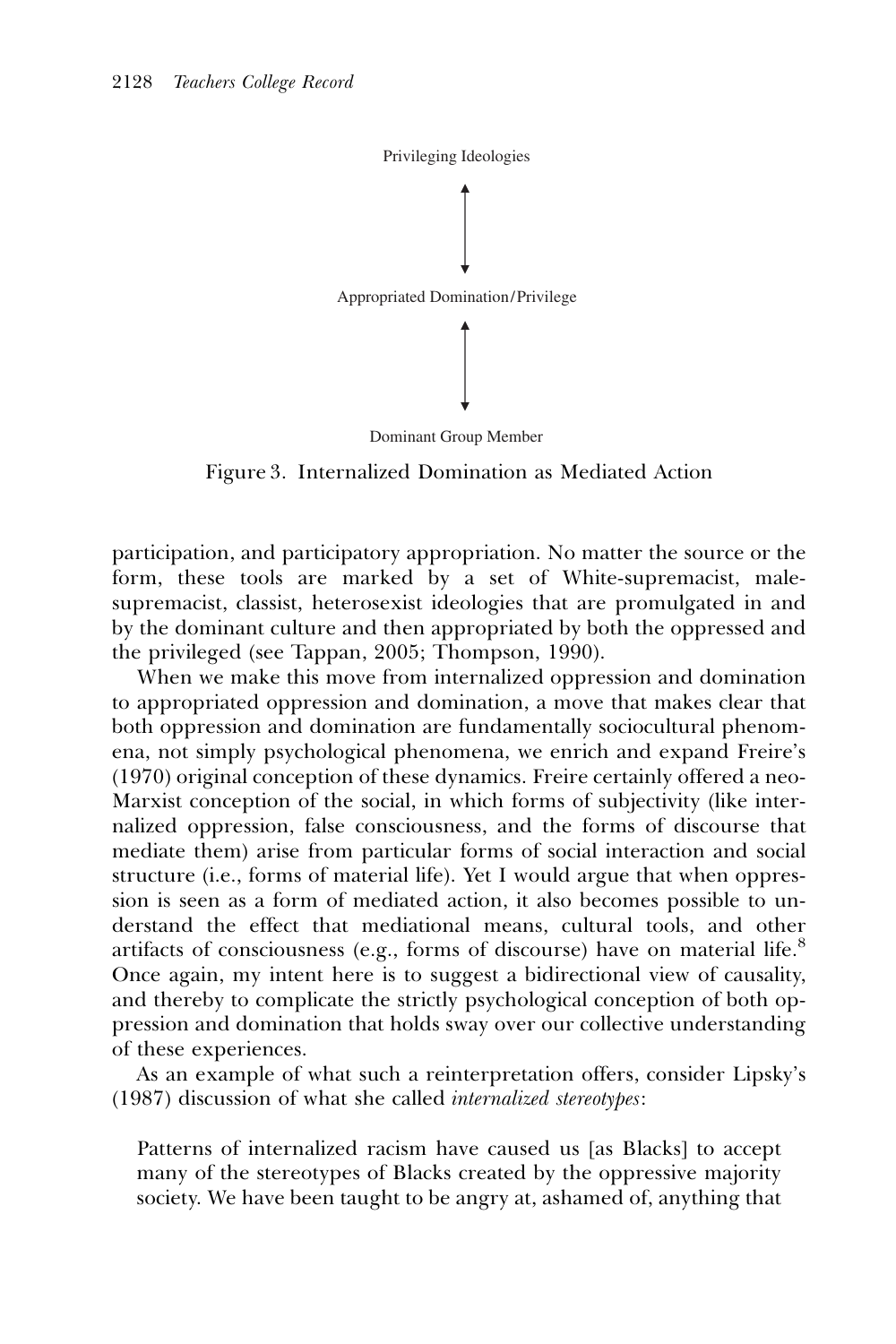Privileging Ideologies

Appropriated Domination/Privilege

Dominant Group Member

Figure 3. Internalized Domination as Mediated Action

participation, and participatory appropriation. No matter the source or the form, these tools are marked by a set of White-supremacist, male-supremacist, classist, heterosexist ideologies that are promulgated in and by the dominant culture and then appropriated by both the oppressed and the privileged (see Tappan, 2005; Thompson, 1990).

When we make this move from internalized oppression and domination to appropriated oppression and domination, a move that makes clear that both oppression and domination are fundamentally sociocultural phenomena, not simply psychological phenomena, we enrich and expand Freire's (1970) original conception of these dynamics. Freire certainly offered a neo-Marxist conception of the social, in which forms of subjectivity (like internalized oppression, false consciousness, and the forms of discourse that mediate them) arise from particular forms of social interaction and social structure (i.e., forms of material life). Yet I would argue that when oppression is seen as a form of mediated action, it also becomes possible to understand the effect that mediational means, cultural tools, and other artifacts of consciousness (e.g., forms of discourse) have on material life.[8] Once again, my intent here is to suggest a bidirectional view of causality, and thereby to complicate the strictly psychological conception of both oppression and domination that holds sway over our collective understanding of these experiences.

As an example of what such a reinterpretation offers, consider Lipsky's (1987) discussion of what she called *internalized stereotypes*:

> Patterns of internalized racism have caused us [as Blacks] to accept many of the stereotypes of Blacks created by the oppressive majority society. We have been taught to be angry at, ashamed of, anything that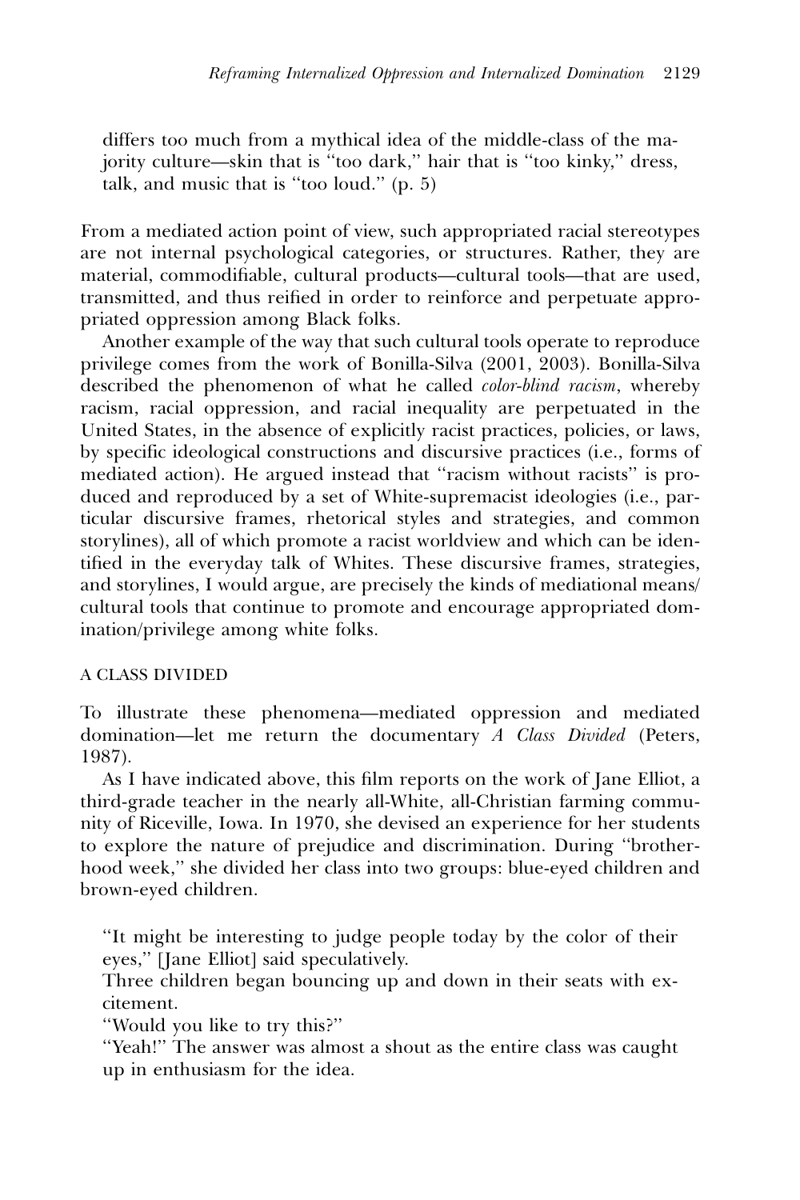> differs too much from a mythical idea of the middle-class of the majority culture—skin that is "too dark," hair that is "too kinky," dress, talk, and music that is "too loud." (p. 5)

From a mediated action point of view, such appropriated racial stereotypes are not internal psychological categories, or structures. Rather, they are material, commodifiable, cultural products—cultural tools—that are used, transmitted, and thus reified in order to reinforce and perpetuate appropriated oppression among Black folks.

Another example of the way that such cultural tools operate to reproduce privilege comes from the work of Bonilla-Silva (2001, 2003). Bonilla-Silva described the phenomenon of what he called *color-blind racism*, whereby racism, racial oppression, and racial inequality are perpetuated in the United States, in the absence of explicitly racist practices, policies, or laws, by specific ideological constructions and discursive practices (i.e., forms of mediated action). He argued instead that "racism without racists" is produced and reproduced by a set of White-supremacist ideologies (i.e., particular discursive frames, rhetorical styles and strategies, and common storylines), all of which promote a racist worldview and which can be identified in the everyday talk of Whites. These discursive frames, strategies, and storylines, I would argue, are precisely the kinds of mediational means/cultural tools that continue to promote and encourage appropriated domination/privilege among white folks.

## A CLASS DIVIDED

To illustrate these phenomena—mediated oppression and mediated domination—let me return the documentary *A Class Divided* (Peters, 1987).

As I have indicated above, this film reports on the work of Jane Elliot, a third-grade teacher in the nearly all-White, all-Christian farming community of Riceville, Iowa. In 1970, she devised an experience for her students to explore the nature of prejudice and discrimination. During "brotherhood week," she divided her class into two groups: blue-eyed children and brown-eyed children.

> "It might be interesting to judge people today by the color of their eyes," [Jane Elliot] said speculatively.
>
> Three children began bouncing up and down in their seats with excitement.
>
> "Would you like to try this?"
>
> "Yeah!" The answer was almost a shout as the entire class was caught up in enthusiasm for the idea.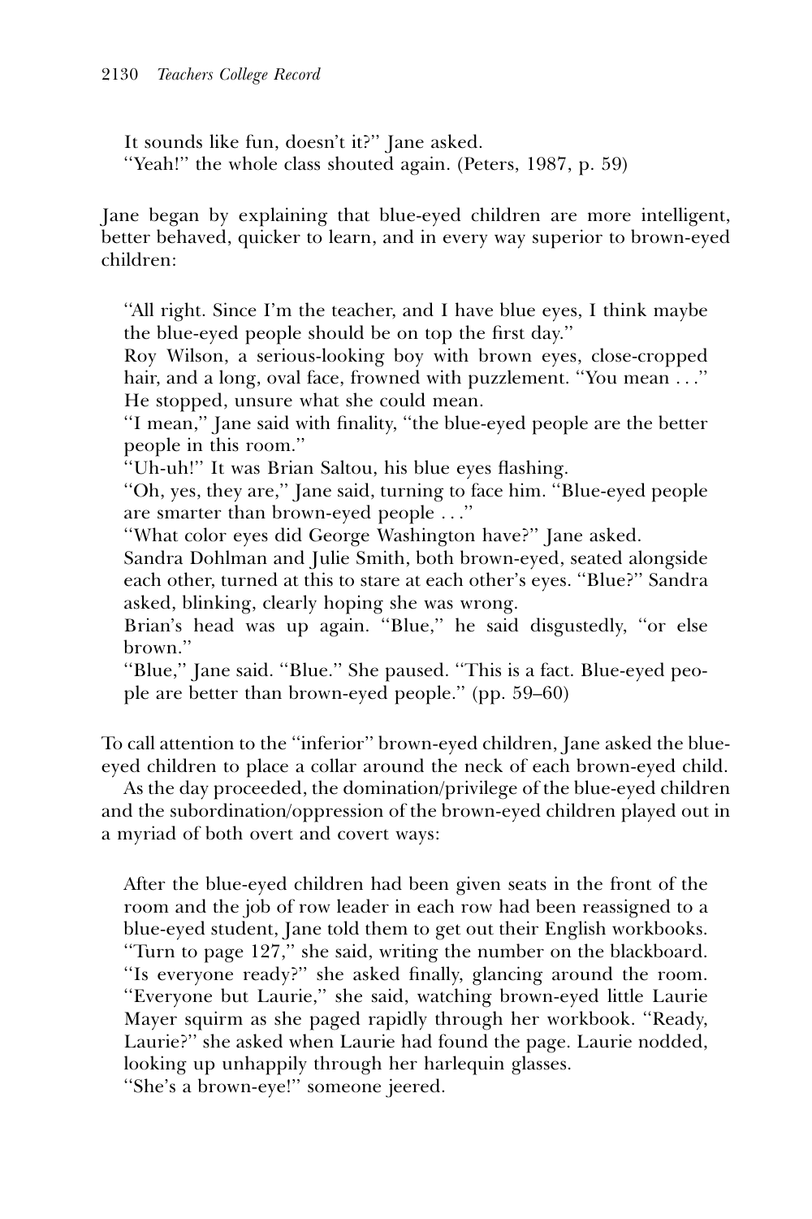It sounds like fun, doesn't it?" Jane asked.
"Yeah!" the whole class shouted again. (Peters, 1987, p. 59)

Jane began by explaining that blue-eyed children are more intelligent, better behaved, quicker to learn, and in every way superior to brown-eyed children:

> "All right. Since I'm the teacher, and I have blue eyes, I think maybe the blue-eyed people should be on top the first day."
> Roy Wilson, a serious-looking boy with brown eyes, close-cropped hair, and a long, oval face, frowned with puzzlement. "You mean . . ." He stopped, unsure what she could mean.
> "I mean," Jane said with finality, "the blue-eyed people are the better people in this room."
> "Uh-uh!" It was Brian Saltou, his blue eyes flashing.
> "Oh, yes, they are," Jane said, turning to face him. "Blue-eyed people are smarter than brown-eyed people . . ."
> "What color eyes did George Washington have?" Jane asked.
> Sandra Dohlman and Julie Smith, both brown-eyed, seated alongside each other, turned at this to stare at each other's eyes. "Blue?" Sandra asked, blinking, clearly hoping she was wrong.
> Brian's head was up again. "Blue," he said disgustedly, "or else brown."
> "Blue," Jane said. "Blue." She paused. "This is a fact. Blue-eyed people are better than brown-eyed people." (pp. 59–60)

To call attention to the "inferior" brown-eyed children, Jane asked the blue-eyed children to place a collar around the neck of each brown-eyed child.

As the day proceeded, the domination/privilege of the blue-eyed children and the subordination/oppression of the brown-eyed children played out in a myriad of both overt and covert ways:

> After the blue-eyed children had been given seats in the front of the room and the job of row leader in each row had been reassigned to a blue-eyed student, Jane told them to get out their English workbooks.
> "Turn to page 127," she said, writing the number on the blackboard.
> "Is everyone ready?" she asked finally, glancing around the room.
> "Everyone but Laurie," she said, watching brown-eyed little Laurie Mayer squirm as she paged rapidly through her workbook. "Ready, Laurie?" she asked when Laurie had found the page. Laurie nodded, looking up unhappily through her harlequin glasses.
> "She's a brown-eye!" someone jeered.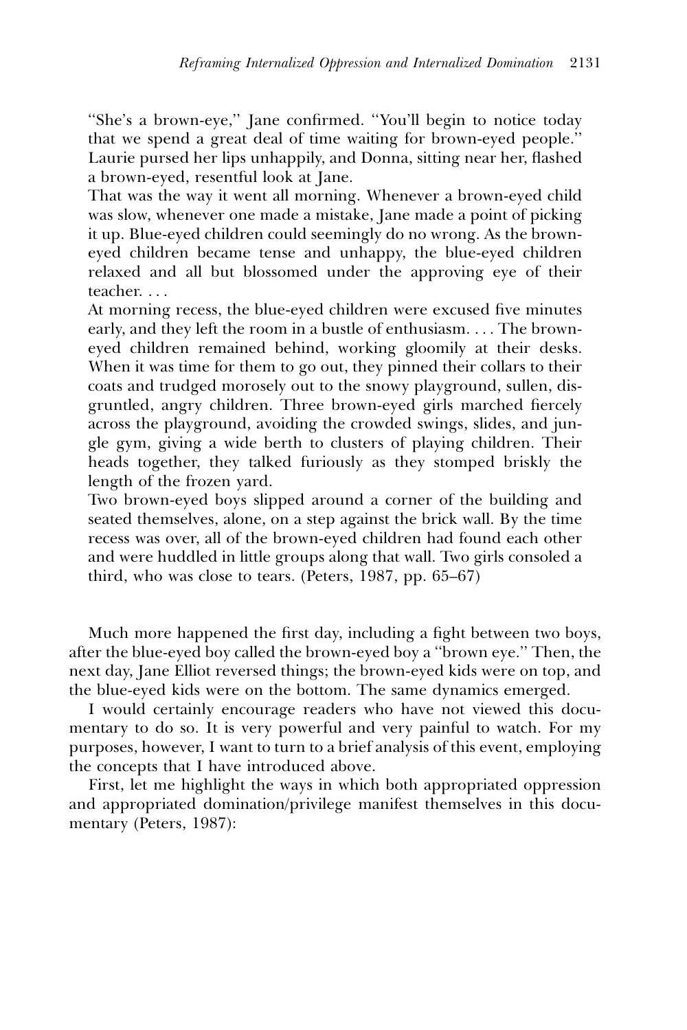> "She's a brown-eye," Jane confirmed. "You'll begin to notice today that we spend a great deal of time waiting for brown-eyed people." Laurie pursed her lips unhappily, and Donna, sitting near her, flashed a brown-eyed, resentful look at Jane.
>
> That was the way it went all morning. Whenever a brown-eyed child was slow, whenever one made a mistake, Jane made a point of picking it up. Blue-eyed children could seemingly do no wrong. As the brown-eyed children became tense and unhappy, the blue-eyed children relaxed and all but blossomed under the approving eye of their teacher. . . .
>
> At morning recess, the blue-eyed children were excused five minutes early, and they left the room in a bustle of enthusiasm. . . . The brown-eyed children remained behind, working gloomily at their desks. When it was time for them to go out, they pinned their collars to their coats and trudged morosely out to the snowy playground, sullen, disgruntled, angry children. Three brown-eyed girls marched fiercely across the playground, avoiding the crowded swings, slides, and jungle gym, giving a wide berth to clusters of playing children. Their heads together, they talked furiously as they stomped briskly the length of the frozen yard.
>
> Two brown-eyed boys slipped around a corner of the building and seated themselves, alone, on a step against the brick wall. By the time recess was over, all of the brown-eyed children had found each other and were huddled in little groups along that wall. Two girls consoled a third, who was close to tears. (Peters, 1987, pp. 65–67)

Much more happened the first day, including a fight between two boys, after the blue-eyed boy called the brown-eyed boy a "brown eye." Then, the next day, Jane Elliot reversed things; the brown-eyed kids were on top, and the blue-eyed kids were on the bottom. The same dynamics emerged.

I would certainly encourage readers who have not viewed this documentary to do so. It is very powerful and very painful to watch. For my purposes, however, I want to turn to a brief analysis of this event, employing the concepts that I have introduced above.

First, let me highlight the ways in which both appropriated oppression and appropriated domination/privilege manifest themselves in this documentary (Peters, 1987):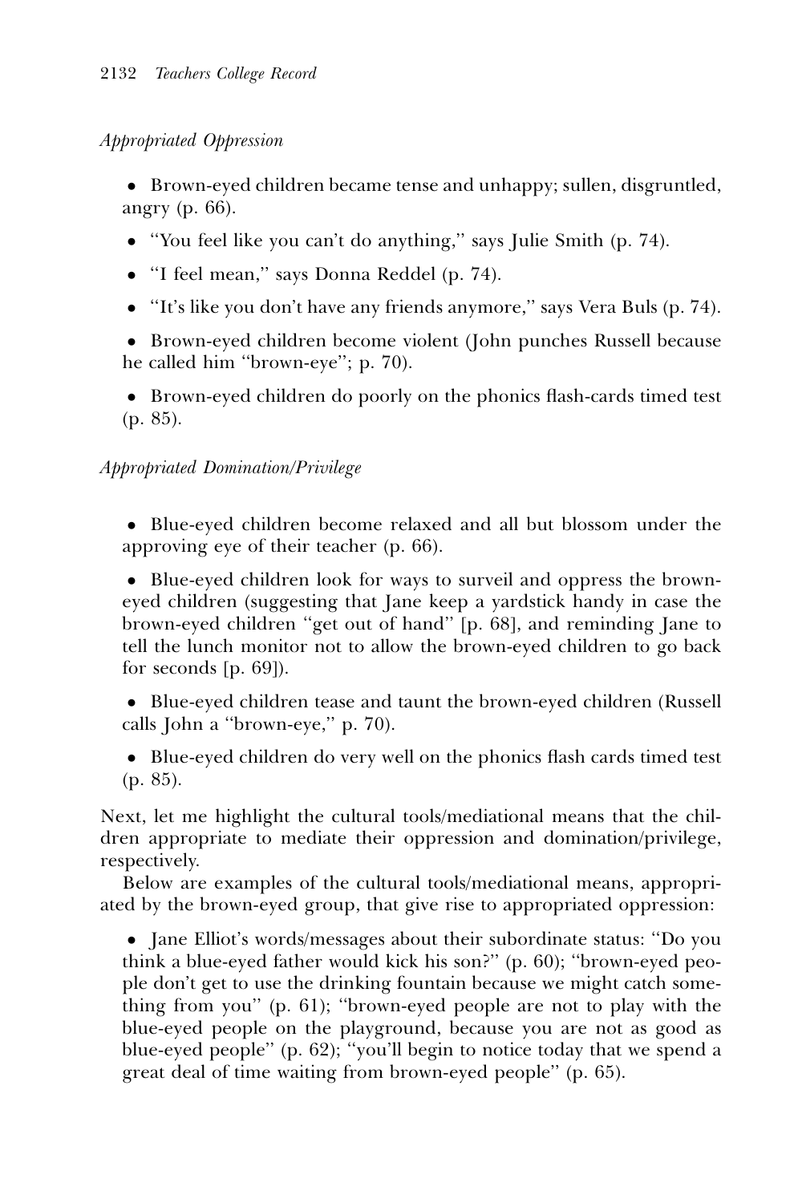*Appropriated Oppression*

- Brown-eyed children became tense and unhappy; sullen, disgruntled, angry (p. 66).
- "You feel like you can't do anything," says Julie Smith (p. 74).
- "I feel mean," says Donna Reddel (p. 74).
- "It's like you don't have any friends anymore," says Vera Buls (p. 74).
- Brown-eyed children become violent (John punches Russell because he called him "brown-eye"; p. 70).
- Brown-eyed children do poorly on the phonics flash-cards timed test (p. 85).

*Appropriated Domination/Privilege*

- Blue-eyed children become relaxed and all but blossom under the approving eye of their teacher (p. 66).
- Blue-eyed children look for ways to surveil and oppress the brown-eyed children (suggesting that Jane keep a yardstick handy in case the brown-eyed children "get out of hand" [p. 68], and reminding Jane to tell the lunch monitor not to allow the brown-eyed children to go back for seconds [p. 69]).
- Blue-eyed children tease and taunt the brown-eyed children (Russell calls John a "brown-eye," p. 70).
- Blue-eyed children do very well on the phonics flash cards timed test (p. 85).

Next, let me highlight the cultural tools/mediational means that the children appropriate to mediate their oppression and domination/privilege, respectively.

Below are examples of the cultural tools/mediational means, appropriated by the brown-eyed group, that give rise to appropriated oppression:

- Jane Elliot's words/messages about their subordinate status: "Do you think a blue-eyed father would kick his son?" (p. 60); "brown-eyed people don't get to use the drinking fountain because we might catch something from you" (p. 61); "brown-eyed people are not to play with the blue-eyed people on the playground, because you are not as good as blue-eyed people" (p. 62); "you'll begin to notice today that we spend a great deal of time waiting from brown-eyed people" (p. 65).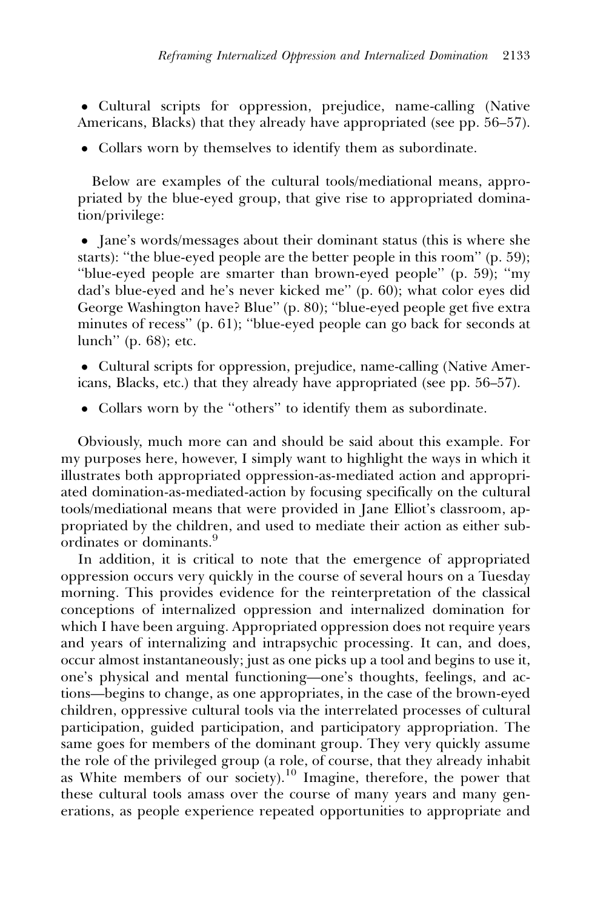- Cultural scripts for oppression, prejudice, name-calling (Native Americans, Blacks) that they already have appropriated (see pp. 56–57).

- Collars worn by themselves to identify them as subordinate.

Below are examples of the cultural tools/mediational means, appropriated by the blue-eyed group, that give rise to appropriated domination/privilege:

- Jane's words/messages about their dominant status (this is where she starts): "the blue-eyed people are the better people in this room" (p. 59); "blue-eyed people are smarter than brown-eyed people" (p. 59); "my dad's blue-eyed and he's never kicked me" (p. 60); what color eyes did George Washington have? Blue" (p. 80); "blue-eyed people get five extra minutes of recess" (p. 61); "blue-eyed people can go back for seconds at lunch" (p. 68); etc.

- Cultural scripts for oppression, prejudice, name-calling (Native Americans, Blacks, etc.) that they already have appropriated (see pp. 56–57).

- Collars worn by the "others" to identify them as subordinate.

Obviously, much more can and should be said about this example. For my purposes here, however, I simply want to highlight the ways in which it illustrates both appropriated oppression-as-mediated action and appropriated domination-as-mediated-action by focusing specifically on the cultural tools/mediational means that were provided in Jane Elliot's classroom, appropriated by the children, and used to mediate their action as either subordinates or dominants.[9]

In addition, it is critical to note that the emergence of appropriated oppression occurs very quickly in the course of several hours on a Tuesday morning. This provides evidence for the reinterpretation of the classical conceptions of internalized oppression and internalized domination for which I have been arguing. Appropriated oppression does not require years and years of internalizing and intrapsychic processing. It can, and does, occur almost instantaneously; just as one picks up a tool and begins to use it, one's physical and mental functioning—one's thoughts, feelings, and actions—begins to change, as one appropriates, in the case of the brown-eyed children, oppressive cultural tools via the interrelated processes of cultural participation, guided participation, and participatory appropriation. The same goes for members of the dominant group. They very quickly assume the role of the privileged group (a role, of course, that they already inhabit as White members of our society).[10] Imagine, therefore, the power that these cultural tools amass over the course of many years and many generations, as people experience repeated opportunities to appropriate and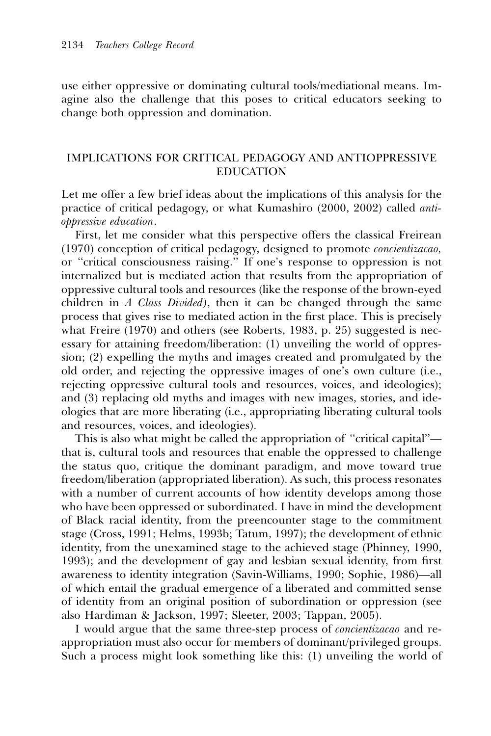use either oppressive or dominating cultural tools/mediational means. Imagine also the challenge that this poses to critical educators seeking to change both oppression and domination.

## IMPLICATIONS FOR CRITICAL PEDAGOGY AND ANTIOPPRESSIVE EDUCATION

Let me offer a few brief ideas about the implications of this analysis for the practice of critical pedagogy, or what Kumashiro (2000, 2002) called *anti-oppressive education*.

First, let me consider what this perspective offers the classical Freirean (1970) conception of critical pedagogy, designed to promote *concientizacao,* or "critical consciousness raising." If one's response to oppression is not internalized but is mediated action that results from the appropriation of oppressive cultural tools and resources (like the response of the brown-eyed children in *A Class Divided)*, then it can be changed through the same process that gives rise to mediated action in the first place. This is precisely what Freire (1970) and others (see Roberts, 1983, p. 25) suggested is necessary for attaining freedom/liberation: (1) unveiling the world of oppression; (2) expelling the myths and images created and promulgated by the old order, and rejecting the oppressive images of one's own culture (i.e., rejecting oppressive cultural tools and resources, voices, and ideologies); and (3) replacing old myths and images with new images, stories, and ideologies that are more liberating (i.e., appropriating liberating cultural tools and resources, voices, and ideologies).

This is also what might be called the appropriation of "critical capital"—that is, cultural tools and resources that enable the oppressed to challenge the status quo, critique the dominant paradigm, and move toward true freedom/liberation (appropriated liberation). As such, this process resonates with a number of current accounts of how identity develops among those who have been oppressed or subordinated. I have in mind the development of Black racial identity, from the preencounter stage to the commitment stage (Cross, 1991; Helms, 1993b; Tatum, 1997); the development of ethnic identity, from the unexamined stage to the achieved stage (Phinney, 1990, 1993); and the development of gay and lesbian sexual identity, from first awareness to identity integration (Savin-Williams, 1990; Sophie, 1986)—all of which entail the gradual emergence of a liberated and committed sense of identity from an original position of subordination or oppression (see also Hardiman & Jackson, 1997; Sleeter, 2003; Tappan, 2005).

I would argue that the same three-step process of *concientizacao* and reappropriation must also occur for members of dominant/privileged groups. Such a process might look something like this: (1) unveiling the world of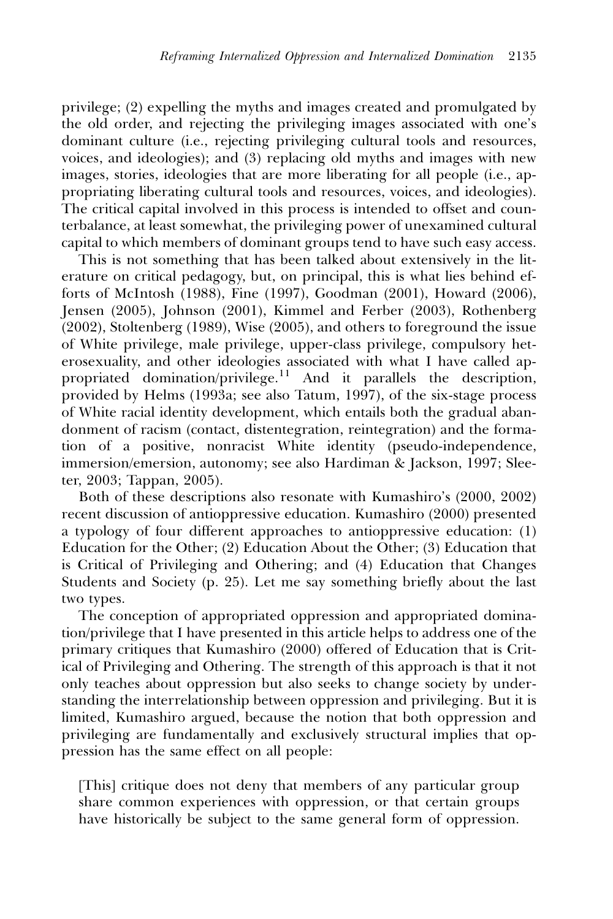privilege; (2) expelling the myths and images created and promulgated by the old order, and rejecting the privileging images associated with one's dominant culture (i.e., rejecting privileging cultural tools and resources, voices, and ideologies); and (3) replacing old myths and images with new images, stories, ideologies that are more liberating for all people (i.e., appropriating liberating cultural tools and resources, voices, and ideologies). The critical capital involved in this process is intended to offset and counterbalance, at least somewhat, the privileging power of unexamined cultural capital to which members of dominant groups tend to have such easy access.

This is not something that has been talked about extensively in the literature on critical pedagogy, but, on principal, this is what lies behind efforts of McIntosh (1988), Fine (1997), Goodman (2001), Howard (2006), Jensen (2005), Johnson (2001), Kimmel and Ferber (2003), Rothenberg (2002), Stoltenberg (1989), Wise (2005), and others to foreground the issue of White privilege, male privilege, upper-class privilege, compulsory heterosexuality, and other ideologies associated with what I have called appropriated domination/privilege.[11] And it parallels the description, provided by Helms (1993a; see also Tatum, 1997), of the six-stage process of White racial identity development, which entails both the gradual abandonment of racism (contact, distentegration, reintegration) and the formation of a positive, nonracist White identity (pseudo-independence, immersion/emersion, autonomy; see also Hardiman & Jackson, 1997; Sleeter, 2003; Tappan, 2005).

Both of these descriptions also resonate with Kumashiro's (2000, 2002) recent discussion of antioppressive education. Kumashiro (2000) presented a typology of four different approaches to antioppressive education: (1) Education for the Other; (2) Education About the Other; (3) Education that is Critical of Privileging and Othering; and (4) Education that Changes Students and Society (p. 25). Let me say something briefly about the last two types.

The conception of appropriated oppression and appropriated domination/privilege that I have presented in this article helps to address one of the primary critiques that Kumashiro (2000) offered of Education that is Critical of Privileging and Othering. The strength of this approach is that it not only teaches about oppression but also seeks to change society by understanding the interrelationship between oppression and privileging. But it is limited, Kumashiro argued, because the notion that both oppression and privileging are fundamentally and exclusively structural implies that oppression has the same effect on all people:

> [This] critique does not deny that members of any particular group share common experiences with oppression, or that certain groups have historically be subject to the same general form of oppression.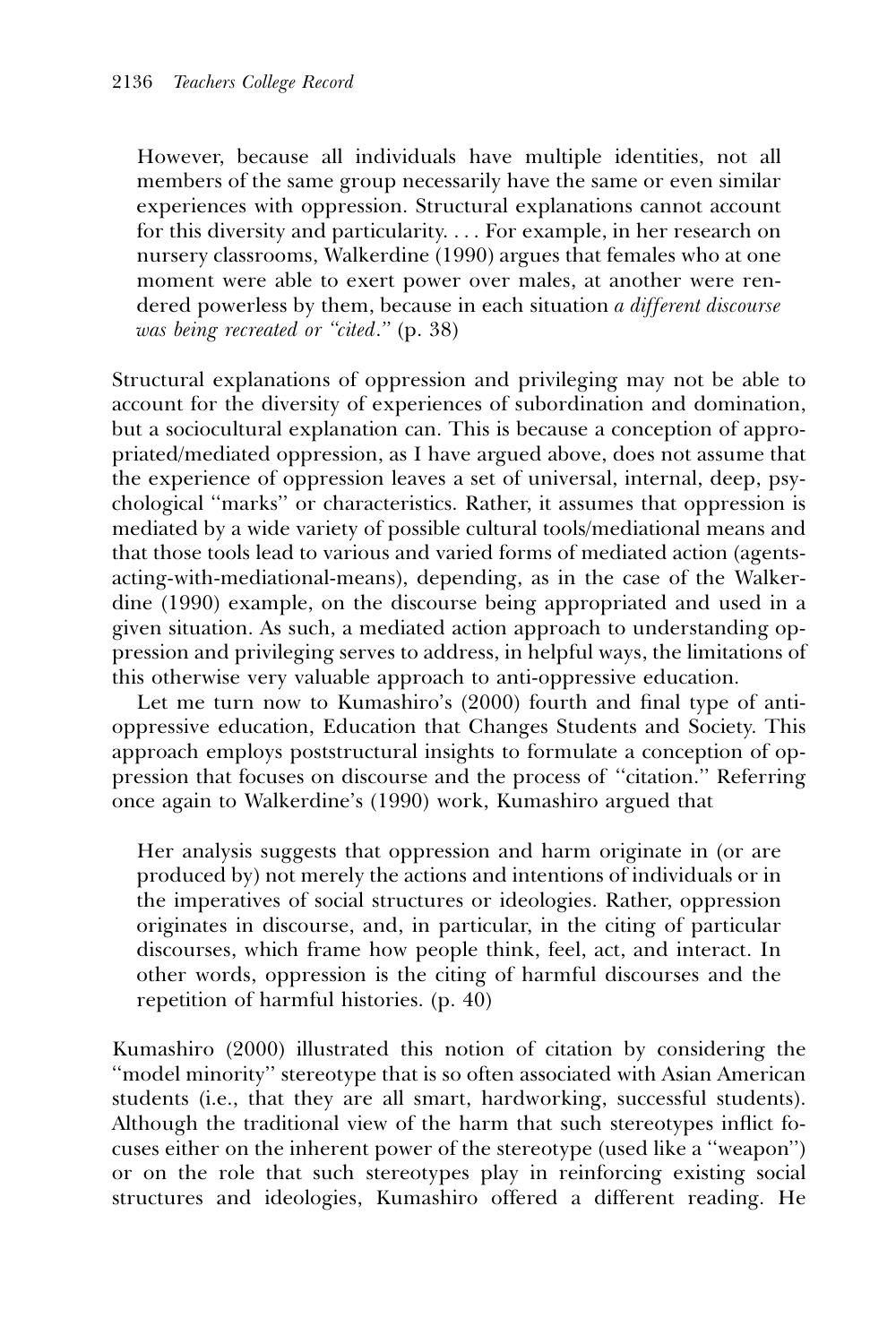> However, because all individuals have multiple identities, not all members of the same group necessarily have the same or even similar experiences with oppression. Structural explanations cannot account for this diversity and particularity. . . . For example, in her research on nursery classrooms, Walkerdine (1990) argues that females who at one moment were able to exert power over males, at another were rendered powerless by them, because in each situation *a different discourse was being recreated or "cited."* (p. 38)

Structural explanations of oppression and privileging may not be able to account for the diversity of experiences of subordination and domination, but a sociocultural explanation can. This is because a conception of appropriated/mediated oppression, as I have argued above, does not assume that the experience of oppression leaves a set of universal, internal, deep, psychological "marks" or characteristics. Rather, it assumes that oppression is mediated by a wide variety of possible cultural tools/mediational means and that those tools lead to various and varied forms of mediated action (agents-acting-with-mediational-means), depending, as in the case of the Walkerdine (1990) example, on the discourse being appropriated and used in a given situation. As such, a mediated action approach to understanding oppression and privileging serves to address, in helpful ways, the limitations of this otherwise very valuable approach to anti-oppressive education.

Let me turn now to Kumashiro's (2000) fourth and final type of anti-oppressive education, Education that Changes Students and Society. This approach employs poststructural insights to formulate a conception of oppression that focuses on discourse and the process of "citation." Referring once again to Walkerdine's (1990) work, Kumashiro argued that

> Her analysis suggests that oppression and harm originate in (or are produced by) not merely the actions and intentions of individuals or in the imperatives of social structures or ideologies. Rather, oppression originates in discourse, and, in particular, in the citing of particular discourses, which frame how people think, feel, act, and interact. In other words, oppression is the citing of harmful discourses and the repetition of harmful histories. (p. 40)

Kumashiro (2000) illustrated this notion of citation by considering the "model minority" stereotype that is so often associated with Asian American students (i.e., that they are all smart, hardworking, successful students). Although the traditional view of the harm that such stereotypes inflict focuses either on the inherent power of the stereotype (used like a "weapon") or on the role that such stereotypes play in reinforcing existing social structures and ideologies, Kumashiro offered a different reading. He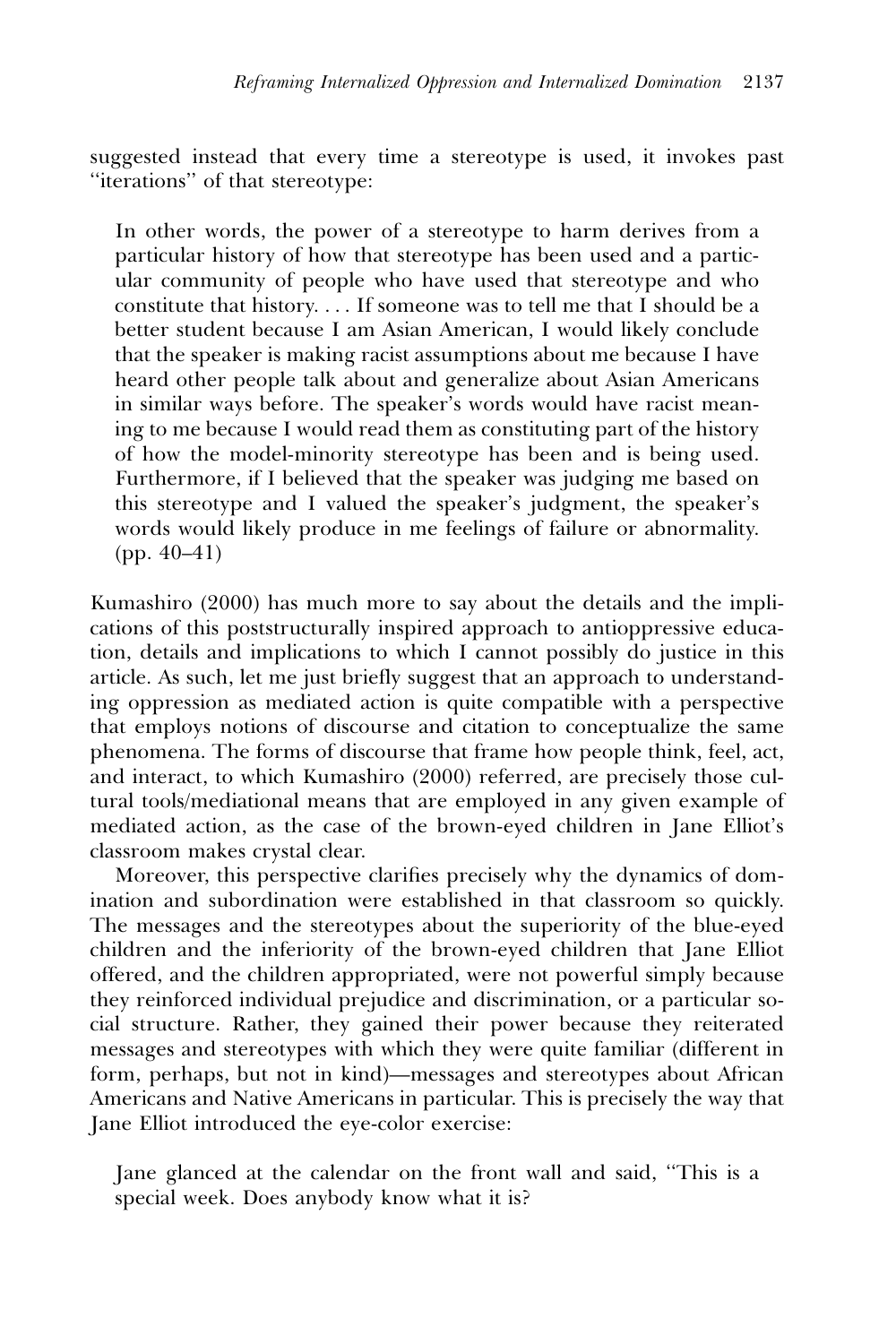suggested instead that every time a stereotype is used, it invokes past "iterations" of that stereotype:

> In other words, the power of a stereotype to harm derives from a particular history of how that stereotype has been used and a particular community of people who have used that stereotype and who constitute that history. . . . If someone was to tell me that I should be a better student because I am Asian American, I would likely conclude that the speaker is making racist assumptions about me because I have heard other people talk about and generalize about Asian Americans in similar ways before. The speaker's words would have racist meaning to me because I would read them as constituting part of the history of how the model-minority stereotype has been and is being used. Furthermore, if I believed that the speaker was judging me based on this stereotype and I valued the speaker's judgment, the speaker's words would likely produce in me feelings of failure or abnormality. (pp. 40–41)

Kumashiro (2000) has much more to say about the details and the implications of this poststructurally inspired approach to antioppressive education, details and implications to which I cannot possibly do justice in this article. As such, let me just briefly suggest that an approach to understanding oppression as mediated action is quite compatible with a perspective that employs notions of discourse and citation to conceptualize the same phenomena. The forms of discourse that frame how people think, feel, act, and interact, to which Kumashiro (2000) referred, are precisely those cultural tools/mediational means that are employed in any given example of mediated action, as the case of the brown-eyed children in Jane Elliot's classroom makes crystal clear.

Moreover, this perspective clarifies precisely why the dynamics of domination and subordination were established in that classroom so quickly. The messages and the stereotypes about the superiority of the blue-eyed children and the inferiority of the brown-eyed children that Jane Elliot offered, and the children appropriated, were not powerful simply because they reinforced individual prejudice and discrimination, or a particular social structure. Rather, they gained their power because they reiterated messages and stereotypes with which they were quite familiar (different in form, perhaps, but not in kind)—messages and stereotypes about African Americans and Native Americans in particular. This is precisely the way that Jane Elliot introduced the eye-color exercise:

> Jane glanced at the calendar on the front wall and said, "This is a special week. Does anybody know what it is?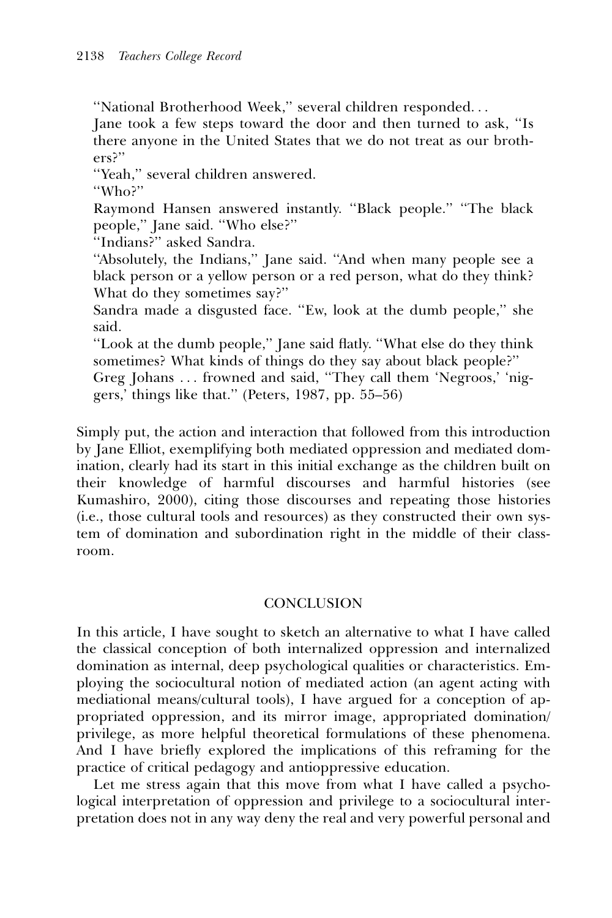> "National Brotherhood Week," several children responded. . .
> Jane took a few steps toward the door and then turned to ask, "Is there anyone in the United States that we do not treat as our brothers?"
> "Yeah," several children answered.
> "Who?"
> Raymond Hansen answered instantly. "Black people." "The black people," Jane said. "Who else?"
> "Indians?" asked Sandra.
> "Absolutely, the Indians," Jane said. "And when many people see a black person or a yellow person or a red person, what do they think? What do they sometimes say?"
> Sandra made a disgusted face. "Ew, look at the dumb people," she said.
> "Look at the dumb people," Jane said flatly. "What else do they think sometimes? What kinds of things do they say about black people?"
> Greg Johans . . . frowned and said, "They call them 'Negroos,' 'niggers,' things like that." (Peters, 1987, pp. 55–56)

Simply put, the action and interaction that followed from this introduction by Jane Elliot, exemplifying both mediated oppression and mediated domination, clearly had its start in this initial exchange as the children built on their knowledge of harmful discourses and harmful histories (see Kumashiro, 2000), citing those discourses and repeating those histories (i.e., those cultural tools and resources) as they constructed their own system of domination and subordination right in the middle of their classroom.

## CONCLUSION

In this article, I have sought to sketch an alternative to what I have called the classical conception of both internalized oppression and internalized domination as internal, deep psychological qualities or characteristics. Employing the sociocultural notion of mediated action (an agent acting with mediational means/cultural tools), I have argued for a conception of appropriated oppression, and its mirror image, appropriated domination/privilege, as more helpful theoretical formulations of these phenomena. And I have briefly explored the implications of this reframing for the practice of critical pedagogy and antioppressive education.

Let me stress again that this move from what I have called a psychological interpretation of oppression and privilege to a sociocultural interpretation does not in any way deny the real and very powerful personal and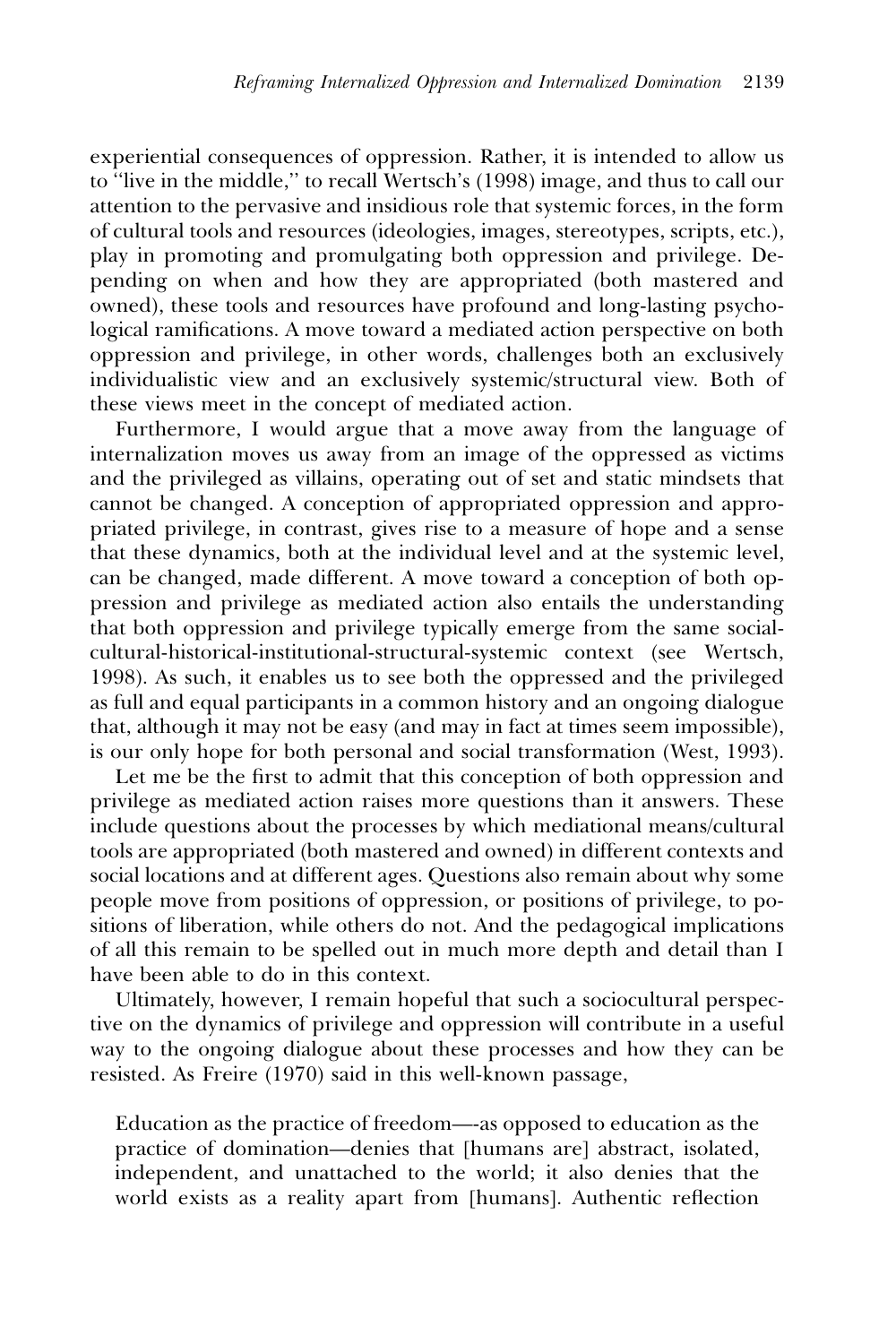experiential consequences of oppression. Rather, it is intended to allow us to "live in the middle," to recall Wertsch's (1998) image, and thus to call our attention to the pervasive and insidious role that systemic forces, in the form of cultural tools and resources (ideologies, images, stereotypes, scripts, etc.), play in promoting and promulgating both oppression and privilege. Depending on when and how they are appropriated (both mastered and owned), these tools and resources have profound and long-lasting psychological ramifications. A move toward a mediated action perspective on both oppression and privilege, in other words, challenges both an exclusively individualistic view and an exclusively systemic/structural view. Both of these views meet in the concept of mediated action.

Furthermore, I would argue that a move away from the language of internalization moves us away from an image of the oppressed as victims and the privileged as villains, operating out of set and static mindsets that cannot be changed. A conception of appropriated oppression and appropriated privilege, in contrast, gives rise to a measure of hope and a sense that these dynamics, both at the individual level and at the systemic level, can be changed, made different. A move toward a conception of both oppression and privilege as mediated action also entails the understanding that both oppression and privilege typically emerge from the same social-cultural-historical-institutional-structural-systemic context (see Wertsch, 1998). As such, it enables us to see both the oppressed and the privileged as full and equal participants in a common history and an ongoing dialogue that, although it may not be easy (and may in fact at times seem impossible), is our only hope for both personal and social transformation (West, 1993).

Let me be the first to admit that this conception of both oppression and privilege as mediated action raises more questions than it answers. These include questions about the processes by which mediational means/cultural tools are appropriated (both mastered and owned) in different contexts and social locations and at different ages. Questions also remain about why some people move from positions of oppression, or positions of privilege, to positions of liberation, while others do not. And the pedagogical implications of all this remain to be spelled out in much more depth and detail than I have been able to do in this context.

Ultimately, however, I remain hopeful that such a sociocultural perspective on the dynamics of privilege and oppression will contribute in a useful way to the ongoing dialogue about these processes and how they can be resisted. As Freire (1970) said in this well-known passage,

> Education as the practice of freedom—-as opposed to education as the practice of domination—denies that [humans are] abstract, isolated, independent, and unattached to the world; it also denies that the world exists as a reality apart from [humans]. Authentic reflection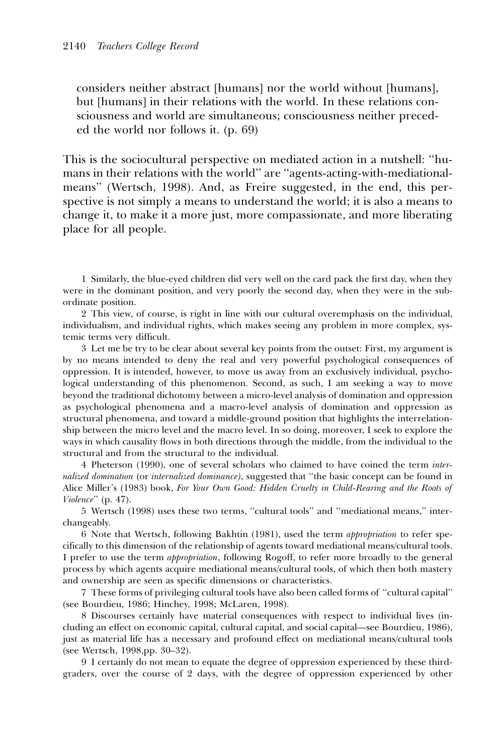> considers neither abstract [humans] nor the world without [humans], but [humans] in their relations with the world. In these relations consciousness and world are simultaneous; consciousness neither preceded the world nor follows it. (p. 69)

This is the sociocultural perspective on mediated action in a nutshell: ''humans in their relations with the world'' are ''agents-acting-with-mediational-means'' (Wertsch, 1998). And, as Freire suggested, in the end, this perspective is not simply a means to understand the world; it is also a means to change it, to make it a more just, more compassionate, and more liberating place for all people.

1 Similarly, the blue-eyed children did very well on the card pack the first day, when they were in the dominant position, and very poorly the second day, when they were in the subordinate position.

2 This view, of course, is right in line with our cultural overemphasis on the individual, individualism, and individual rights, which makes seeing any problem in more complex, systemic terms very difficult.

3 Let me be try to be clear about several key points from the outset: First, my argument is by no means intended to deny the real and very powerful psychological consequences of oppression. It is intended, however, to move us away from an exclusively individual, psychological understanding of this phenomenon. Second, as such, I am seeking a way to move beyond the traditional dichotomy between a micro-level analysis of domination and oppression as psychological phenomena and a macro-level analysis of domination and oppression as structural phenomena, and toward a middle-ground position that highlights the interrelationship between the micro level and the macro level. In so doing, moreover, I seek to explore the ways in which causality flows in both directions through the middle, from the individual to the structural and from the structural to the individual.

4 Pheterson (1990), one of several scholars who claimed to have coined the term *internalized domination* (or *internalized dominance)*, suggested that ''the basic concept can be found in Alice Miller's (1983) book, *For Your Own Good: Hidden Cruelty in Child-Rearing and the Roots of Violence*'' (p. 47).

5 Wertsch (1998) uses these two terms, ''cultural tools'' and ''mediational means,'' interchangeably.

6 Note that Wertsch, following Bakhtin (1981), used the term *appropriation* to refer specifically to this dimension of the relationship of agents toward mediational means/cultural tools. I prefer to use the term *appropriation*, following Rogoff, to refer more broadly to the general process by which agents acquire mediational means/cultural tools, of which then both mastery and ownership are seen as specific dimensions or characteristics.

7 These forms of privileging cultural tools have also been called forms of ''cultural capital'' (see Bourdieu, 1986; Hinchey, 1998; McLaren, 1998).

8 Discourses certainly have material consequences with respect to individual lives (including an effect on economic capital, cultural capital, and social capital—see Bourdieu, 1986), just as material life has a necessary and profound effect on mediational means/cultural tools (see Wertsch, 1998,pp. 30–32).

9 I certainly do not mean to equate the degree of oppression experienced by these third-graders, over the course of 2 days, with the degree of oppression experienced by other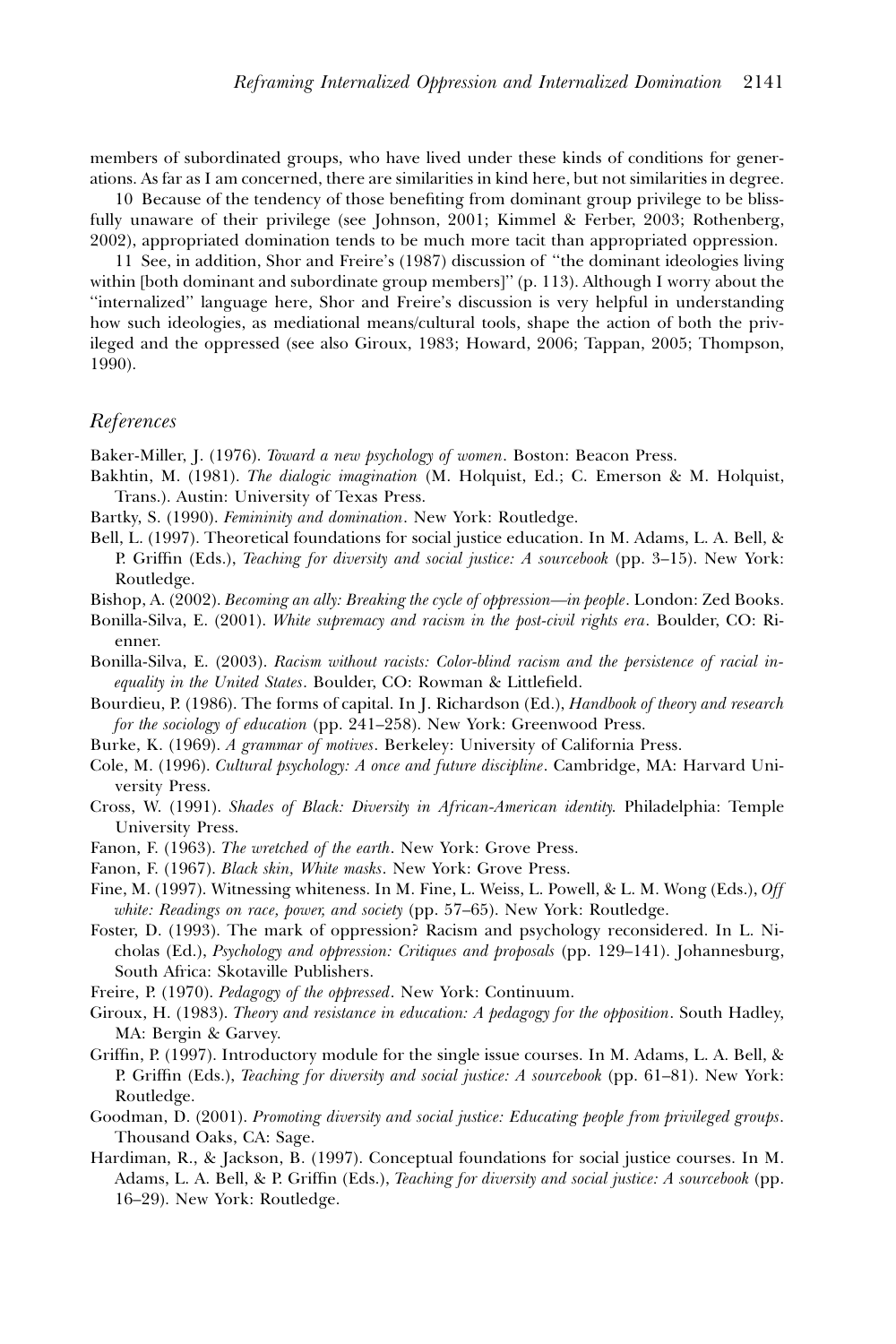members of subordinated groups, who have lived under these kinds of conditions for generations. As far as I am concerned, there are similarities in kind here, but not similarities in degree.

10 Because of the tendency of those benefiting from dominant group privilege to be blissfully unaware of their privilege (see Johnson, 2001; Kimmel & Ferber, 2003; Rothenberg, 2002), appropriated domination tends to be much more tacit than appropriated oppression.

11 See, in addition, Shor and Freire's (1987) discussion of ''the dominant ideologies living within [both dominant and subordinate group members]'' (p. 113). Although I worry about the ''internalized'' language here, Shor and Freire's discussion is very helpful in understanding how such ideologies, as mediational means/cultural tools, shape the action of both the privileged and the oppressed (see also Giroux, 1983; Howard, 2006; Tappan, 2005; Thompson, 1990).

## *References*

Baker-Miller, J. (1976). *Toward a new psychology of women*. Boston: Beacon Press.

Bakhtin, M. (1981). *The dialogic imagination* (M. Holquist, Ed.; C. Emerson & M. Holquist, Trans.). Austin: University of Texas Press.

Bartky, S. (1990). *Femininity and domination*. New York: Routledge.

Bell, L. (1997). Theoretical foundations for social justice education. In M. Adams, L. A. Bell, & P. Griffin (Eds.), *Teaching for diversity and social justice: A sourcebook* (pp. 3–15). New York: Routledge.

Bishop, A. (2002). *Becoming an ally: Breaking the cycle of oppression—in people*. London: Zed Books.

Bonilla-Silva, E. (2001). *White supremacy and racism in the post-civil rights era*. Boulder, CO: Rienner.

Bonilla-Silva, E. (2003). *Racism without racists: Color-blind racism and the persistence of racial inequality in the United States*. Boulder, CO: Rowman & Littlefield.

Bourdieu, P. (1986). The forms of capital. In J. Richardson (Ed.), *Handbook of theory and research for the sociology of education* (pp. 241–258). New York: Greenwood Press.

Burke, K. (1969). *A grammar of motives*. Berkeley: University of California Press.

Cole, M. (1996). *Cultural psychology: A once and future discipline*. Cambridge, MA: Harvard University Press.

Cross, W. (1991). *Shades of Black: Diversity in African-American identity*. Philadelphia: Temple University Press.

Fanon, F. (1963). *The wretched of the earth*. New York: Grove Press.

Fanon, F. (1967). *Black skin, White masks*. New York: Grove Press.

Fine, M. (1997). Witnessing whiteness. In M. Fine, L. Weiss, L. Powell, & L. M. Wong (Eds.), *Off white: Readings on race, power, and society* (pp. 57–65). New York: Routledge.

Foster, D. (1993). The mark of oppression? Racism and psychology reconsidered. In L. Nicholas (Ed.), *Psychology and oppression: Critiques and proposals* (pp. 129–141). Johannesburg, South Africa: Skotaville Publishers.

Freire, P. (1970). *Pedagogy of the oppressed*. New York: Continuum.

Giroux, H. (1983). *Theory and resistance in education: A pedagogy for the opposition*. South Hadley, MA: Bergin & Garvey.

Griffin, P. (1997). Introductory module for the single issue courses. In M. Adams, L. A. Bell, & P. Griffin (Eds.), *Teaching for diversity and social justice: A sourcebook* (pp. 61–81). New York: Routledge.

Goodman, D. (2001). *Promoting diversity and social justice: Educating people from privileged groups*. Thousand Oaks, CA: Sage.

Hardiman, R., & Jackson, B. (1997). Conceptual foundations for social justice courses. In M. Adams, L. A. Bell, & P. Griffin (Eds.), *Teaching for diversity and social justice: A sourcebook* (pp. 16–29). New York: Routledge.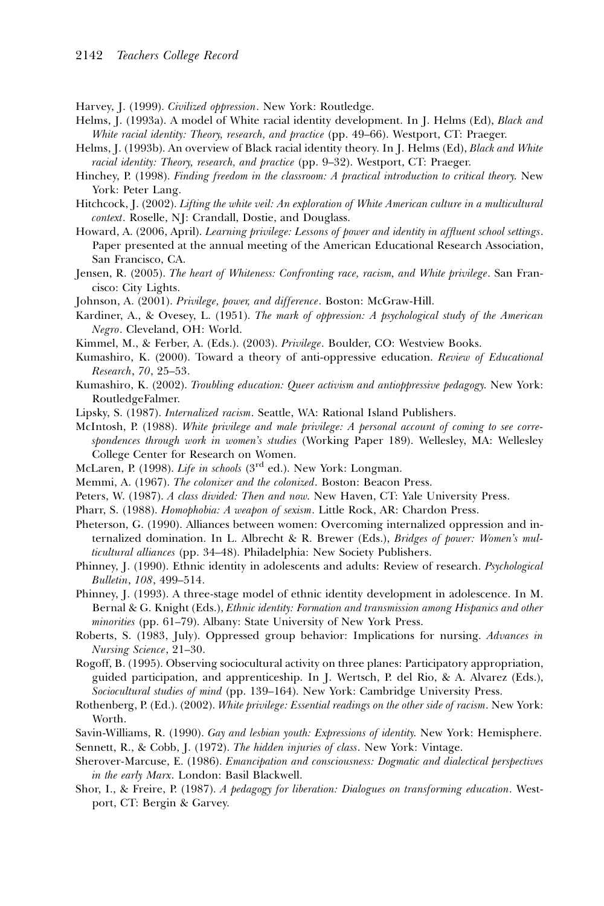Harvey, J. (1999). *Civilized oppression*. New York: Routledge.

Helms, J. (1993a). A model of White racial identity development. In J. Helms (Ed), *Black and White racial identity: Theory, research, and practice* (pp. 49–66). Westport, CT: Praeger.

Helms, J. (1993b). An overview of Black racial identity theory. In J. Helms (Ed), *Black and White racial identity: Theory, research, and practice* (pp. 9–32). Westport, CT: Praeger.

Hinchey, P. (1998). *Finding freedom in the classroom: A practical introduction to critical theory*. New York: Peter Lang.

Hitchcock, J. (2002). *Lifting the white veil: An exploration of White American culture in a multicultural context*. Roselle, NJ: Crandall, Dostie, and Douglass.

Howard, A. (2006, April). *Learning privilege: Lessons of power and identity in affluent school settings*. Paper presented at the annual meeting of the American Educational Research Association, San Francisco, CA.

Jensen, R. (2005). *The heart of Whiteness: Confronting race, racism, and White privilege*. San Francisco: City Lights.

Johnson, A. (2001). *Privilege, power, and difference*. Boston: McGraw-Hill.

Kardiner, A., & Ovesey, L. (1951). *The mark of oppression: A psychological study of the American Negro*. Cleveland, OH: World.

Kimmel, M., & Ferber, A. (Eds.). (2003). *Privilege*. Boulder, CO: Westview Books.

Kumashiro, K. (2000). Toward a theory of anti-oppressive education. *Review of Educational Research*, *70*, 25–53.

Kumashiro, K. (2002). *Troubling education: Queer activism and antioppressive pedagogy*. New York: RoutledgeFalmer.

Lipsky, S. (1987). *Internalized racism*. Seattle, WA: Rational Island Publishers.

McIntosh, P. (1988). *White privilege and male privilege: A personal account of coming to see correspondences through work in women's studies* (Working Paper 189). Wellesley, MA: Wellesley College Center for Research on Women.

McLaren, P. (1998). *Life in schools* (3rd ed.). New York: Longman.

Memmi, A. (1967). *The colonizer and the colonized*. Boston: Beacon Press.

Peters, W. (1987). *A class divided: Then and now*. New Haven, CT: Yale University Press.

Pharr, S. (1988). *Homophobia: A weapon of sexism*. Little Rock, AR: Chardon Press.

Pheterson, G. (1990). Alliances between women: Overcoming internalized oppression and internalized domination. In L. Albrecht & R. Brewer (Eds.), *Bridges of power: Women's multicultural alliances* (pp. 34–48). Philadelphia: New Society Publishers.

Phinney, J. (1990). Ethnic identity in adolescents and adults: Review of research. *Psychological Bulletin*, *108*, 499–514.

Phinney, J. (1993). A three-stage model of ethnic identity development in adolescence. In M. Bernal & G. Knight (Eds.), *Ethnic identity: Formation and transmission among Hispanics and other minorities* (pp. 61–79). Albany: State University of New York Press.

Roberts, S. (1983, July). Oppressed group behavior: Implications for nursing. *Advances in Nursing Science*, 21–30.

Rogoff, B. (1995). Observing sociocultural activity on three planes: Participatory appropriation, guided participation, and apprenticeship. In J. Wertsch, P. del Rio, & A. Alvarez (Eds.), *Sociocultural studies of mind* (pp. 139–164). New York: Cambridge University Press.

Rothenberg, P. (Ed.). (2002). *White privilege: Essential readings on the other side of racism*. New York: Worth.

Savin-Williams, R. (1990). *Gay and lesbian youth: Expressions of identity*. New York: Hemisphere.

Sennett, R., & Cobb, J. (1972). *The hidden injuries of class*. New York: Vintage.

Sherover-Marcuse, E. (1986). *Emancipation and consciousness: Dogmatic and dialectical perspectives in the early Marx*. London: Basil Blackwell.

Shor, I., & Freire, P. (1987). *A pedagogy for liberation: Dialogues on transforming education*. Westport, CT: Bergin & Garvey.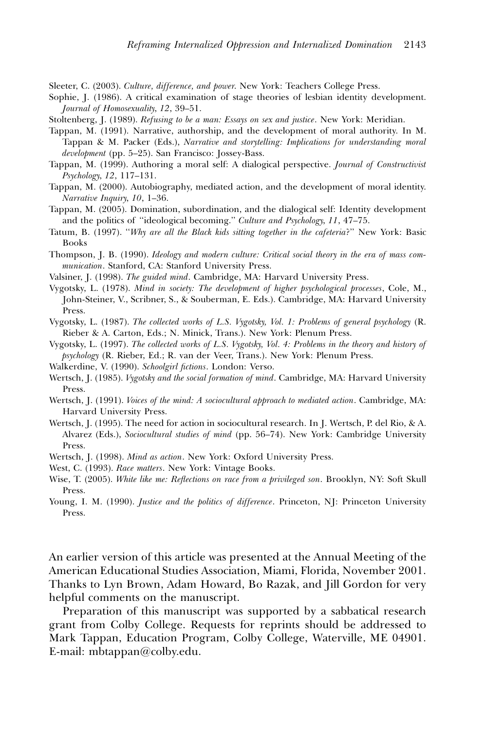Sleeter, C. (2003). *Culture, difference, and power.* New York: Teachers College Press.

Sophie, J. (1986). A critical examination of stage theories of lesbian identity development. *Journal of Homosexuality, 12*, 39–51.

Stoltenberg, J. (1989). *Refusing to be a man: Essays on sex and justice*. New York: Meridian.

Tappan, M. (1991). Narrative, authorship, and the development of moral authority. In M. Tappan & M. Packer (Eds.), *Narrative and storytelling: Implications for understanding moral development* (pp. 5–25). San Francisco: Jossey-Bass.

Tappan, M. (1999). Authoring a moral self: A dialogical perspective. *Journal of Constructivist Psychology, 12*, 117–131.

Tappan, M. (2000). Autobiography, mediated action, and the development of moral identity. *Narrative Inquiry, 10*, 1–36.

Tappan, M. (2005). Domination, subordination, and the dialogical self: Identity development and the politics of "ideological becoming." *Culture and Psychology, 11*, 47–75.

Tatum, B. (1997). "*Why are all the Black kids sitting together in the cafeteria*?" New York: Basic Books

Thompson, J. B. (1990). *Ideology and modern culture: Critical social theory in the era of mass communication*. Stanford, CA: Stanford University Press.

Valsiner, J. (1998). *The guided mind*. Cambridge, MA: Harvard University Press.

Vygotsky, L. (1978). *Mind in society: The development of higher psychological processes*, Cole, M., John-Steiner, V., Scribner, S., & Souberman, E. Eds.). Cambridge, MA: Harvard University Press.

Vygotsky, L. (1987). *The collected works of L.S. Vygotsky, Vol. 1: Problems of general psychology* (R. Rieber & A. Carton, Eds.; N. Minick, Trans.). New York: Plenum Press.

Vygotsky, L. (1997). *The collected works of L.S. Vygotsky, Vol. 4: Problems in the theory and history of psychology* (R. Rieber, Ed.; R. van der Veer, Trans.). New York: Plenum Press.

Walkerdine, V. (1990). *Schoolgirl fictions*. London: Verso.

Wertsch, J. (1985). *Vygotsky and the social formation of mind*. Cambridge, MA: Harvard University Press.

Wertsch, J. (1991). *Voices of the mind: A sociocultural approach to mediated action*. Cambridge, MA: Harvard University Press.

Wertsch, J. (1995). The need for action in sociocultural research. In J. Wertsch, P. del Rio, & A. Alvarez (Eds.), *Sociocultural studies of mind* (pp. 56–74). New York: Cambridge University Press.

Wertsch, J. (1998). *Mind as action*. New York: Oxford University Press.

West, C. (1993). *Race matters*. New York: Vintage Books.

Wise, T. (2005). *White like me: Reflections on race from a privileged son*. Brooklyn, NY: Soft Skull Press.

Young, I. M. (1990). *Justice and the politics of difference*. Princeton, NJ: Princeton University Press.

An earlier version of this article was presented at the Annual Meeting of the American Educational Studies Association, Miami, Florida, November 2001. Thanks to Lyn Brown, Adam Howard, Bo Razak, and Jill Gordon for very helpful comments on the manuscript.

Preparation of this manuscript was supported by a sabbatical research grant from Colby College. Requests for reprints should be addressed to Mark Tappan, Education Program, Colby College, Waterville, ME 04901. E-mail: mbtappan@colby.edu.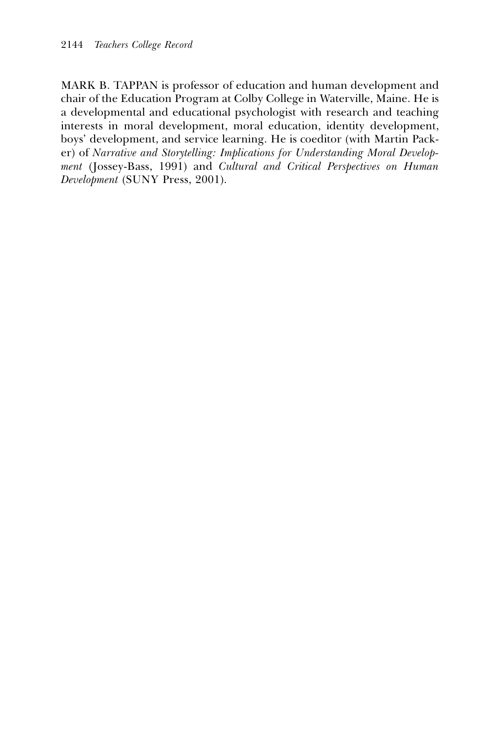MARK B. TAPPAN is professor of education and human development and chair of the Education Program at Colby College in Waterville, Maine. He is a developmental and educational psychologist with research and teaching interests in moral development, moral education, identity development, boys' development, and service learning. He is coeditor (with Martin Packer) of *Narrative and Storytelling: Implications for Understanding Moral Development* (Jossey-Bass, 1991) and *Cultural and Critical Perspectives on Human Development* (SUNY Press, 2001).